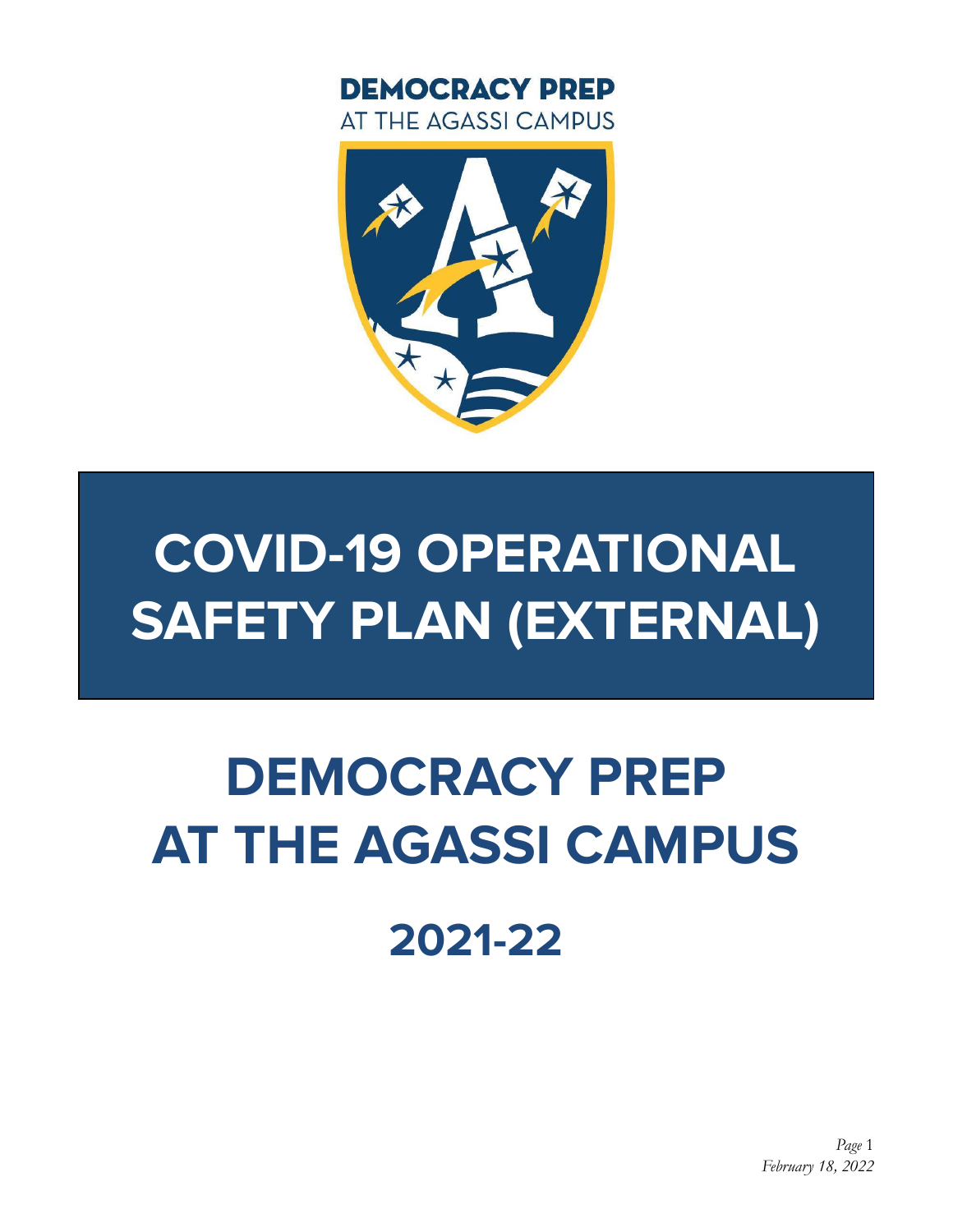DEMOCRACY PREP
AT THE AGASSI CAMPUS

# COVID-19 OPERATIONAL SAFETY PLAN (EXTERNAL)

# DEMOCRACY PREP AT THE AGASSI CAMPUS

## 2021-22

*February 18, 2022*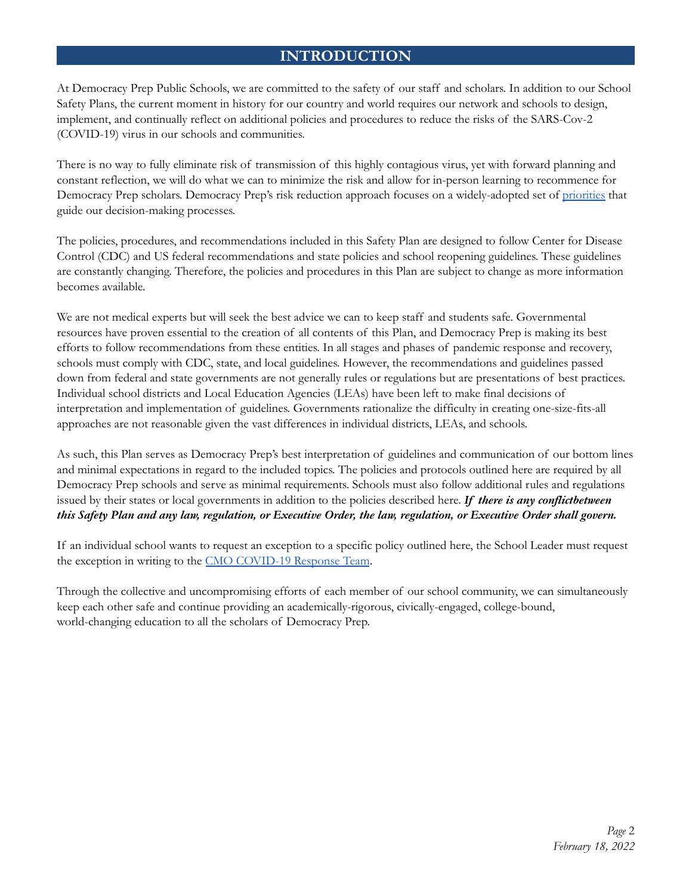# INTRODUCTION

At Democracy Prep Public Schools, we are committed to the safety of our staff and scholars. In addition to our School Safety Plans, the current moment in history for our country and world requires our network and schools to design, implement, and continually reflect on additional policies and procedures to reduce the risks of the SARS-Cov-2 (COVID-19) virus in our schools and communities.

There is no way to fully eliminate risk of transmission of this highly contagious virus, yet with forward planning and constant reflection, we will do what we can to minimize the risk and allow for in-person learning to recommence for Democracy Prep scholars. Democracy Prep's risk reduction approach focuses on a widely-adopted set of priorities that guide our decision-making processes.

The policies, procedures, and recommendations included in this Safety Plan are designed to follow Center for Disease Control (CDC) and US federal recommendations and state policies and school reopening guidelines. These guidelines are constantly changing. Therefore, the policies and procedures in this Plan are subject to change as more information becomes available.

We are not medical experts but will seek the best advice we can to keep staff and students safe. Governmental resources have proven essential to the creation of all contents of this Plan, and Democracy Prep is making its best efforts to follow recommendations from these entities. In all stages and phases of pandemic response and recovery, schools must comply with CDC, state, and local guidelines. However, the recommendations and guidelines passed down from federal and state governments are not generally rules or regulations but are presentations of best practices. Individual school districts and Local Education Agencies (LEAs) have been left to make final decisions of interpretation and implementation of guidelines. Governments rationalize the difficulty in creating one-size-fits-all approaches are not reasonable given the vast differences in individual districts, LEAs, and schools.

As such, this Plan serves as Democracy Prep's best interpretation of guidelines and communication of our bottom lines and minimal expectations in regard to the included topics. The policies and protocols outlined here are required by all Democracy Prep schools and serve as minimal requirements. Schools must also follow additional rules and regulations issued by their states or local governments in addition to the policies described here. ***If there is any conflictbetween this Safety Plan and any law, regulation, or Executive Order, the law, regulation, or Executive Order shall govern.***

If an individual school wants to request an exception to a specific policy outlined here, the School Leader must request the exception in writing to the CMO COVID-19 Response Team.

Through the collective and uncompromising efforts of each member of our school community, we can simultaneously keep each other safe and continue providing an academically-rigorous, civically-engaged, college-bound, world-changing education to all the scholars of Democracy Prep.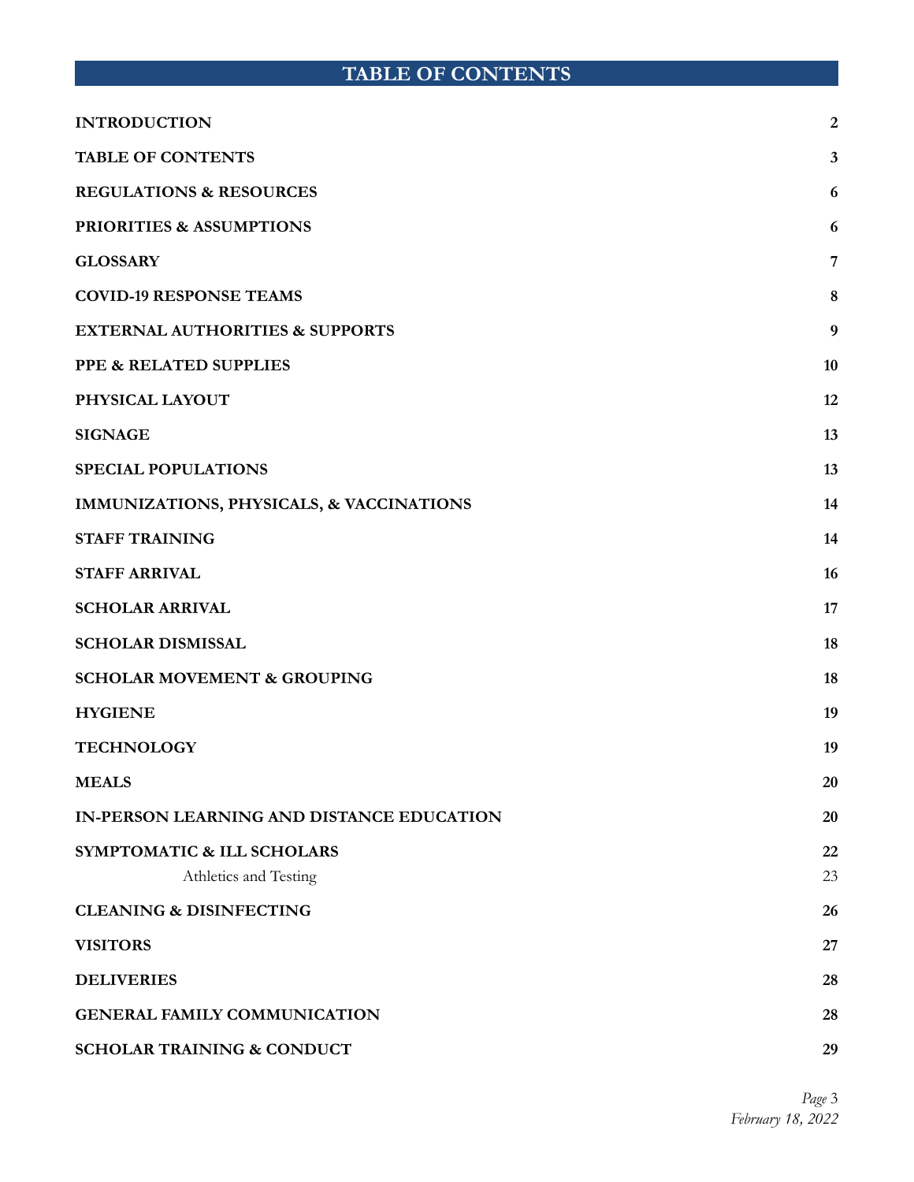# TABLE OF CONTENTS

| | |
|---|---|
| **INTRODUCTION** | **2** |
| **TABLE OF CONTENTS** | **3** |
| **REGULATIONS & RESOURCES** | **6** |
| **PRIORITIES & ASSUMPTIONS** | **6** |
| **GLOSSARY** | **7** |
| **COVID-19 RESPONSE TEAMS** | **8** |
| **EXTERNAL AUTHORITIES & SUPPORTS** | **9** |
| **PPE & RELATED SUPPLIES** | **10** |
| **PHYSICAL LAYOUT** | **12** |
| **SIGNAGE** | **13** |
| **SPECIAL POPULATIONS** | **13** |
| **IMMUNIZATIONS, PHYSICALS, & VACCINATIONS** | **14** |
| **STAFF TRAINING** | **14** |
| **STAFF ARRIVAL** | **16** |
| **SCHOLAR ARRIVAL** | **17** |
| **SCHOLAR DISMISSAL** | **18** |
| **SCHOLAR MOVEMENT & GROUPING** | **18** |
| **HYGIENE** | **19** |
| **TECHNOLOGY** | **19** |
| **MEALS** | **20** |
| **IN-PERSON LEARNING AND DISTANCE EDUCATION** | **20** |
| **SYMPTOMATIC & ILL SCHOLARS** | **22** |
| Athletics and Testing | 23 |
| **CLEANING & DISINFECTING** | **26** |
| **VISITORS** | **27** |
| **DELIVERIES** | **28** |
| **GENERAL FAMILY COMMUNICATION** | **28** |
| **SCHOLAR TRAINING & CONDUCT** | **29** |

*February 18, 2022*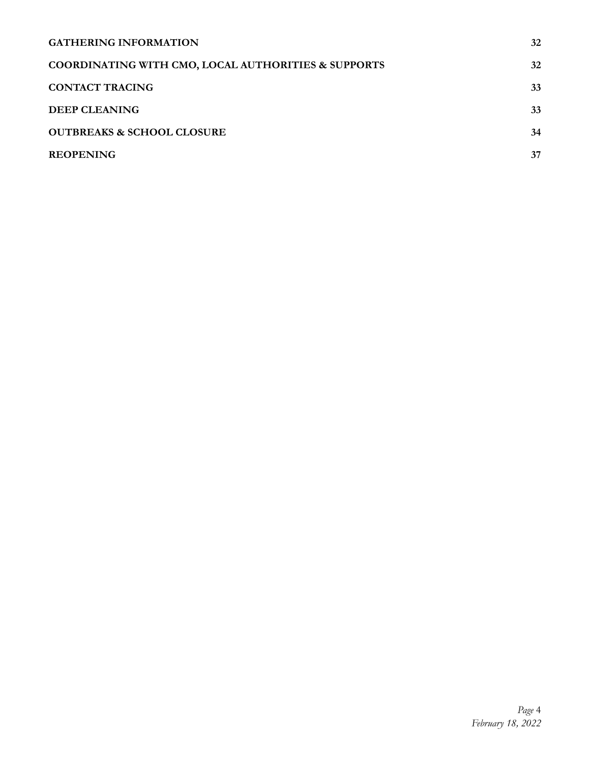| | |
|---|---|
| **GATHERING INFORMATION** | **32** |
| **COORDINATING WITH CMO, LOCAL AUTHORITIES & SUPPORTS** | **32** |
| **CONTACT TRACING** | **33** |
| **DEEP CLEANING** | **33** |
| **OUTBREAKS & SCHOOL CLOSURE** | **34** |
| **REOPENING** | **37** |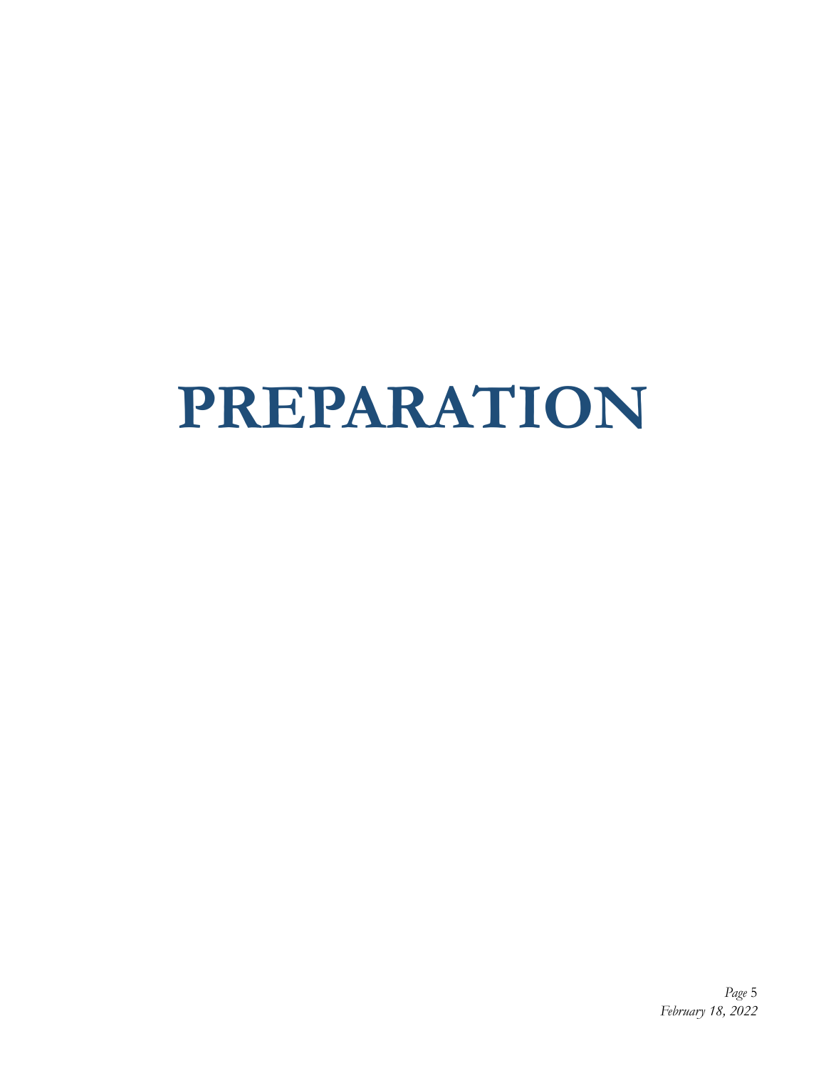# PREPARATION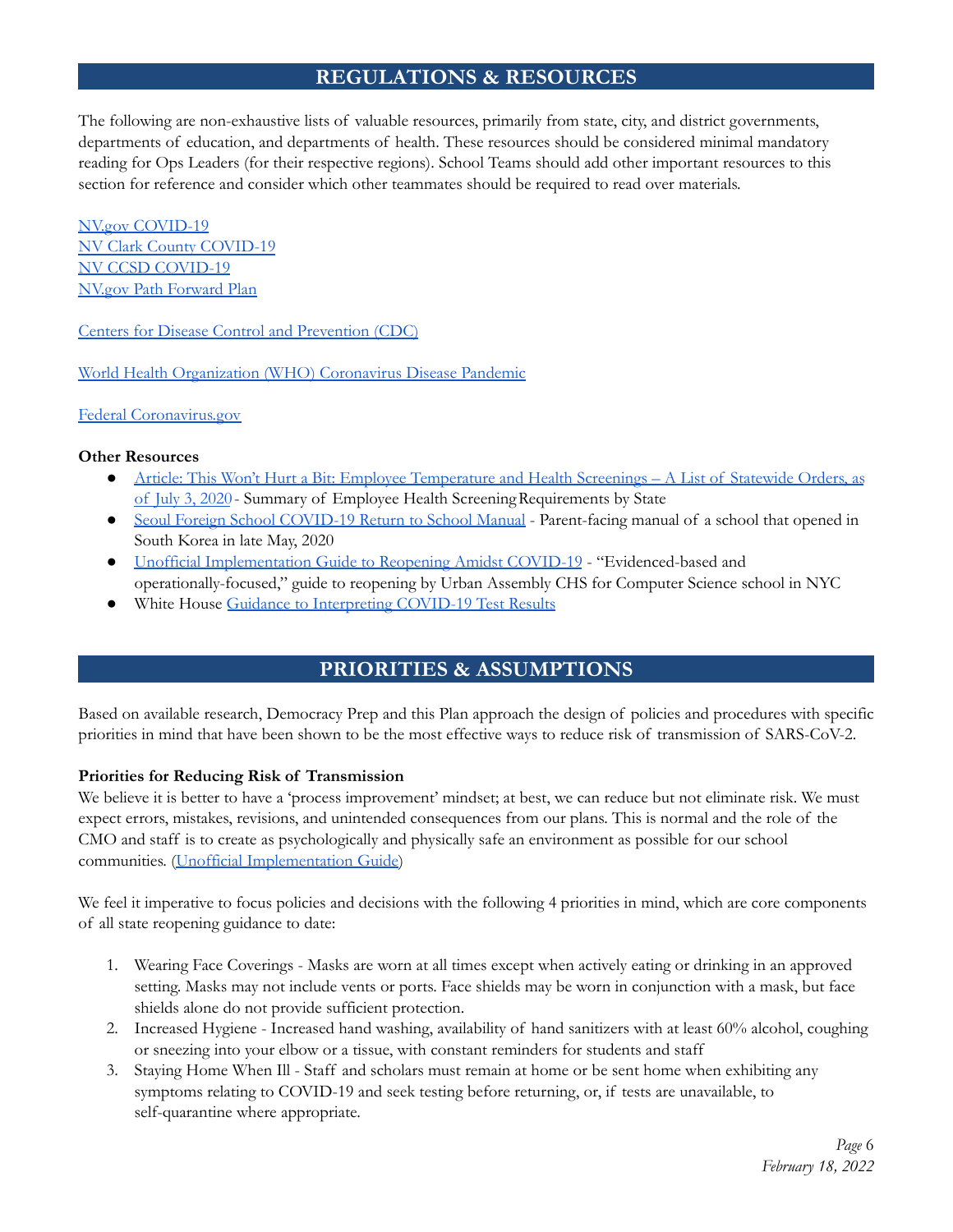## REGULATIONS & RESOURCES

The following are non-exhaustive lists of valuable resources, primarily from state, city, and district governments, departments of education, and departments of health. These resources should be considered minimal mandatory reading for Ops Leaders (for their respective regions). School Teams should add other important resources to this section for reference and consider which other teammates should be required to read over materials.

NV.gov COVID-19
NV Clark County COVID-19
NV CCSD COVID-19
NV.gov Path Forward Plan

Centers for Disease Control and Prevention (CDC)

World Health Organization (WHO) Coronavirus Disease Pandemic

Federal Coronavirus.gov

**Other Resources**

- Article: This Won't Hurt a Bit: Employee Temperature and Health Screenings – A List of Statewide Orders, as of July 3, 2020 - Summary of Employee Health Screening Requirements by State
- Seoul Foreign School COVID-19 Return to School Manual - Parent-facing manual of a school that opened in South Korea in late May, 2020
- Unofficial Implementation Guide to Reopening Amidst COVID-19 - "Evidenced-based and operationally-focused," guide to reopening by Urban Assembly CHS for Computer Science school in NYC
- White House Guidance to Interpreting COVID-19 Test Results

## PRIORITIES & ASSUMPTIONS

Based on available research, Democracy Prep and this Plan approach the design of policies and procedures with specific priorities in mind that have been shown to be the most effective ways to reduce risk of transmission of SARS-CoV-2.

**Priorities for Reducing Risk of Transmission**

We believe it is better to have a 'process improvement' mindset; at best, we can reduce but not eliminate risk. We must expect errors, mistakes, revisions, and unintended consequences from our plans. This is normal and the role of the CMO and staff is to create as psychologically and physically safe an environment as possible for our school communities. (Unofficial Implementation Guide)

We feel it imperative to focus policies and decisions with the following 4 priorities in mind, which are core components of all state reopening guidance to date:

1. Wearing Face Coverings - Masks are worn at all times except when actively eating or drinking in an approved setting. Masks may not include vents or ports. Face shields may be worn in conjunction with a mask, but face shields alone do not provide sufficient protection.
2. Increased Hygiene - Increased hand washing, availability of hand sanitizers with at least 60% alcohol, coughing or sneezing into your elbow or a tissue, with constant reminders for students and staff
3. Staying Home When Ill - Staff and scholars must remain at home or be sent home when exhibiting any symptoms relating to COVID-19 and seek testing before returning, or, if tests are unavailable, to self-quarantine where appropriate.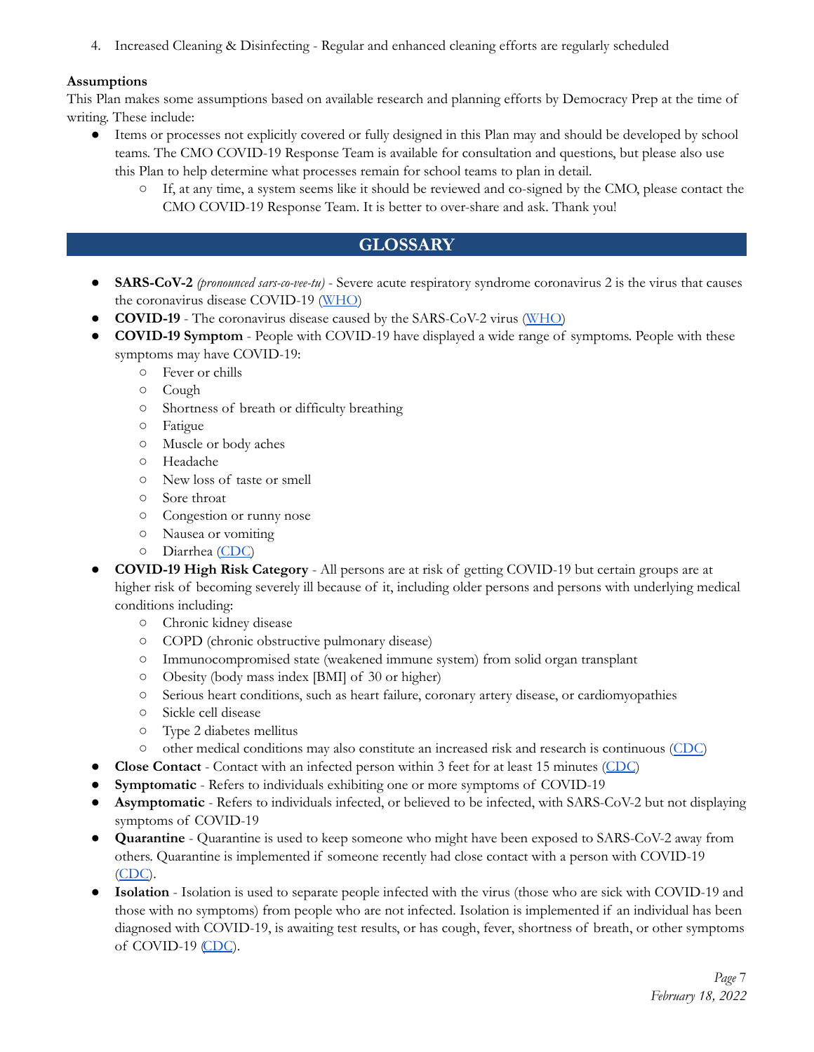4. Increased Cleaning & Disinfecting - Regular and enhanced cleaning efforts are regularly scheduled

**Assumptions**

This Plan makes some assumptions based on available research and planning efforts by Democracy Prep at the time of writing. These include:

- Items or processes not explicitly covered or fully designed in this Plan may and should be developed by school teams. The CMO COVID-19 Response Team is available for consultation and questions, but please also use this Plan to help determine what processes remain for school teams to plan in detail.
    - If, at any time, a system seems like it should be reviewed and co-signed by the CMO, please contact the CMO COVID-19 Response Team. It is better to over-share and ask. Thank you!

## GLOSSARY

- **SARS-CoV-2** *(pronounced sars-co-vee-tu)* - Severe acute respiratory syndrome coronavirus 2 is the virus that causes the coronavirus disease COVID-19 (WHO)
- **COVID-19** - The coronavirus disease caused by the SARS-CoV-2 virus (WHO)
- **COVID-19 Symptom** - People with COVID-19 have displayed a wide range of symptoms. People with these symptoms may have COVID-19:
    - Fever or chills
    - Cough
    - Shortness of breath or difficulty breathing
    - Fatigue
    - Muscle or body aches
    - Headache
    - New loss of taste or smell
    - Sore throat
    - Congestion or runny nose
    - Nausea or vomiting
    - Diarrhea (CDC)
- **COVID-19 High Risk Category** - All persons are at risk of getting COVID-19 but certain groups are at higher risk of becoming severely ill because of it, including older persons and persons with underlying medical conditions including:
    - Chronic kidney disease
    - COPD (chronic obstructive pulmonary disease)
    - Immunocompromised state (weakened immune system) from solid organ transplant
    - Obesity (body mass index [BMI] of 30 or higher)
    - Serious heart conditions, such as heart failure, coronary artery disease, or cardiomyopathies
    - Sickle cell disease
    - Type 2 diabetes mellitus
    - other medical conditions may also constitute an increased risk and research is continuous (CDC)
- **Close Contact** - Contact with an infected person within 3 feet for at least 15 minutes (CDC)
- **Symptomatic** - Refers to individuals exhibiting one or more symptoms of COVID-19
- **Asymptomatic** - Refers to individuals infected, or believed to be infected, with SARS-CoV-2 but not displaying symptoms of COVID-19
- **Quarantine** - Quarantine is used to keep someone who might have been exposed to SARS-CoV-2 away from others. Quarantine is implemented if someone recently had close contact with a person with COVID-19 (CDC).
- **Isolation** - Isolation is used to separate people infected with the virus (those who are sick with COVID-19 and those with no symptoms) from people who are not infected. Isolation is implemented if an individual has been diagnosed with COVID-19, is awaiting test results, or has cough, fever, shortness of breath, or other symptoms of COVID-19 (CDC).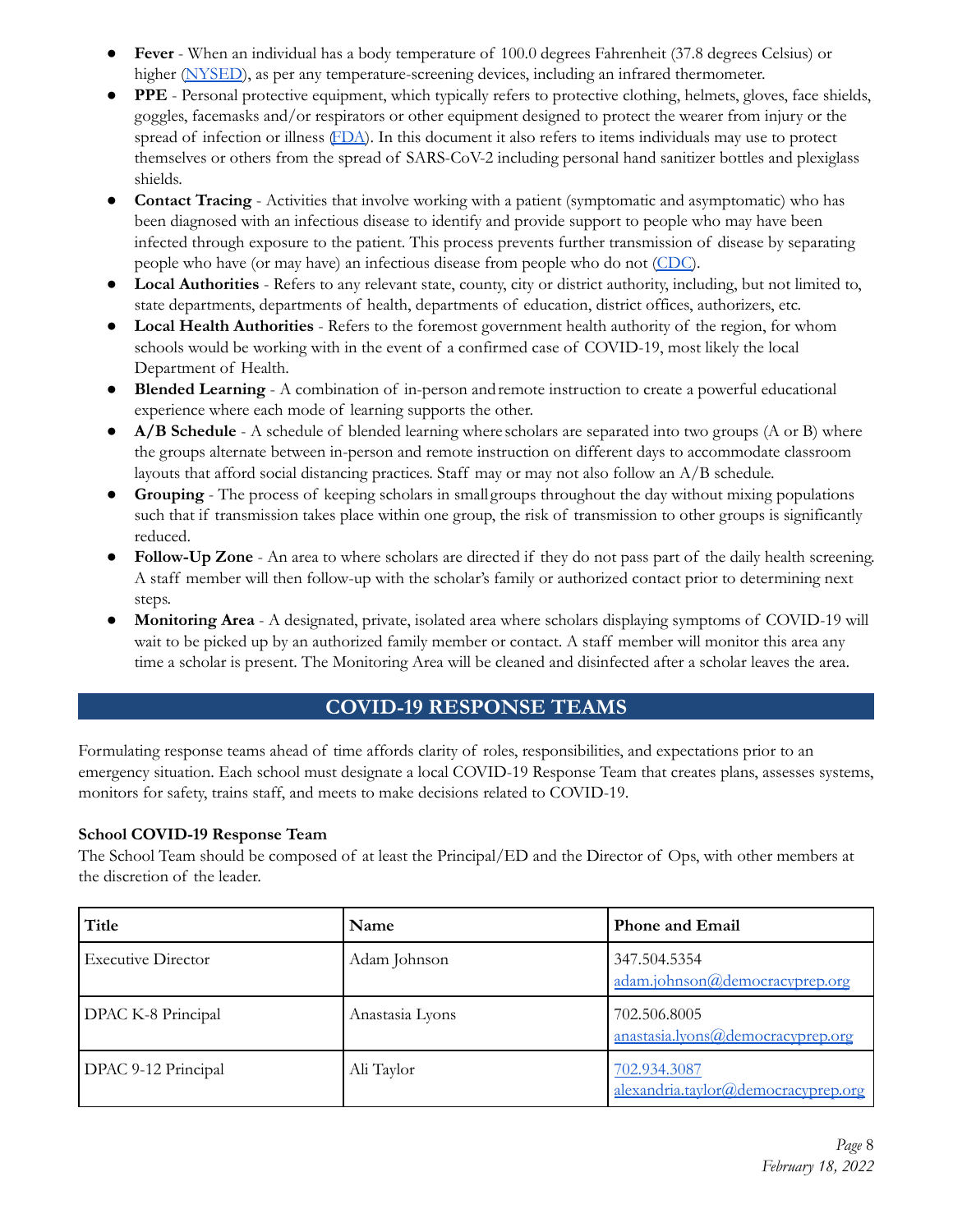- **Fever** - When an individual has a body temperature of 100.0 degrees Fahrenheit (37.8 degrees Celsius) or higher (NYSED), as per any temperature-screening devices, including an infrared thermometer.
- **PPE** - Personal protective equipment, which typically refers to protective clothing, helmets, gloves, face shields, goggles, facemasks and/or respirators or other equipment designed to protect the wearer from injury or the spread of infection or illness (FDA). In this document it also refers to items individuals may use to protect themselves or others from the spread of SARS-CoV-2 including personal hand sanitizer bottles and plexiglass shields.
- **Contact Tracing** - Activities that involve working with a patient (symptomatic and asymptomatic) who has been diagnosed with an infectious disease to identify and provide support to people who may have been infected through exposure to the patient. This process prevents further transmission of disease by separating people who have (or may have) an infectious disease from people who do not (CDC).
- **Local Authorities** - Refers to any relevant state, county, city or district authority, including, but not limited to, state departments, departments of health, departments of education, district offices, authorizers, etc.
- **Local Health Authorities** - Refers to the foremost government health authority of the region, for whom schools would be working with in the event of a confirmed case of COVID-19, most likely the local Department of Health.
- **Blended Learning** - A combination of in-person and remote instruction to create a powerful educational experience where each mode of learning supports the other.
- **A/B Schedule** - A schedule of blended learning where scholars are separated into two groups (A or B) where the groups alternate between in-person and remote instruction on different days to accommodate classroom layouts that afford social distancing practices. Staff may or may not also follow an A/B schedule.
- **Grouping** - The process of keeping scholars in small groups throughout the day without mixing populations such that if transmission takes place within one group, the risk of transmission to other groups is significantly reduced.
- **Follow-Up Zone** - An area to where scholars are directed if they do not pass part of the daily health screening. A staff member will then follow-up with the scholar's family or authorized contact prior to determining next steps.
- **Monitoring Area** - A designated, private, isolated area where scholars displaying symptoms of COVID-19 will wait to be picked up by an authorized family member or contact. A staff member will monitor this area any time a scholar is present. The Monitoring Area will be cleaned and disinfected after a scholar leaves the area.

# COVID-19 RESPONSE TEAMS

Formulating response teams ahead of time affords clarity of roles, responsibilities, and expectations prior to an emergency situation. Each school must designate a local COVID-19 Response Team that creates plans, assesses systems, monitors for safety, trains staff, and meets to make decisions related to COVID-19.

### School COVID-19 Response Team

The School Team should be composed of at least the Principal/ED and the Director of Ops, with other members at the discretion of the leader.

| Title | Name | Phone and Email |
|---|---|---|
| Executive Director | Adam Johnson | 347.504.5354<br>adam.johnson@democracyprep.org |
| DPAC K-8 Principal | Anastasia Lyons | 702.506.8005<br>anastasia.lyons@democracyprep.org |
| DPAC 9-12 Principal | Ali Taylor | 702.934.3087<br>alexandria.taylor@democracyprep.org |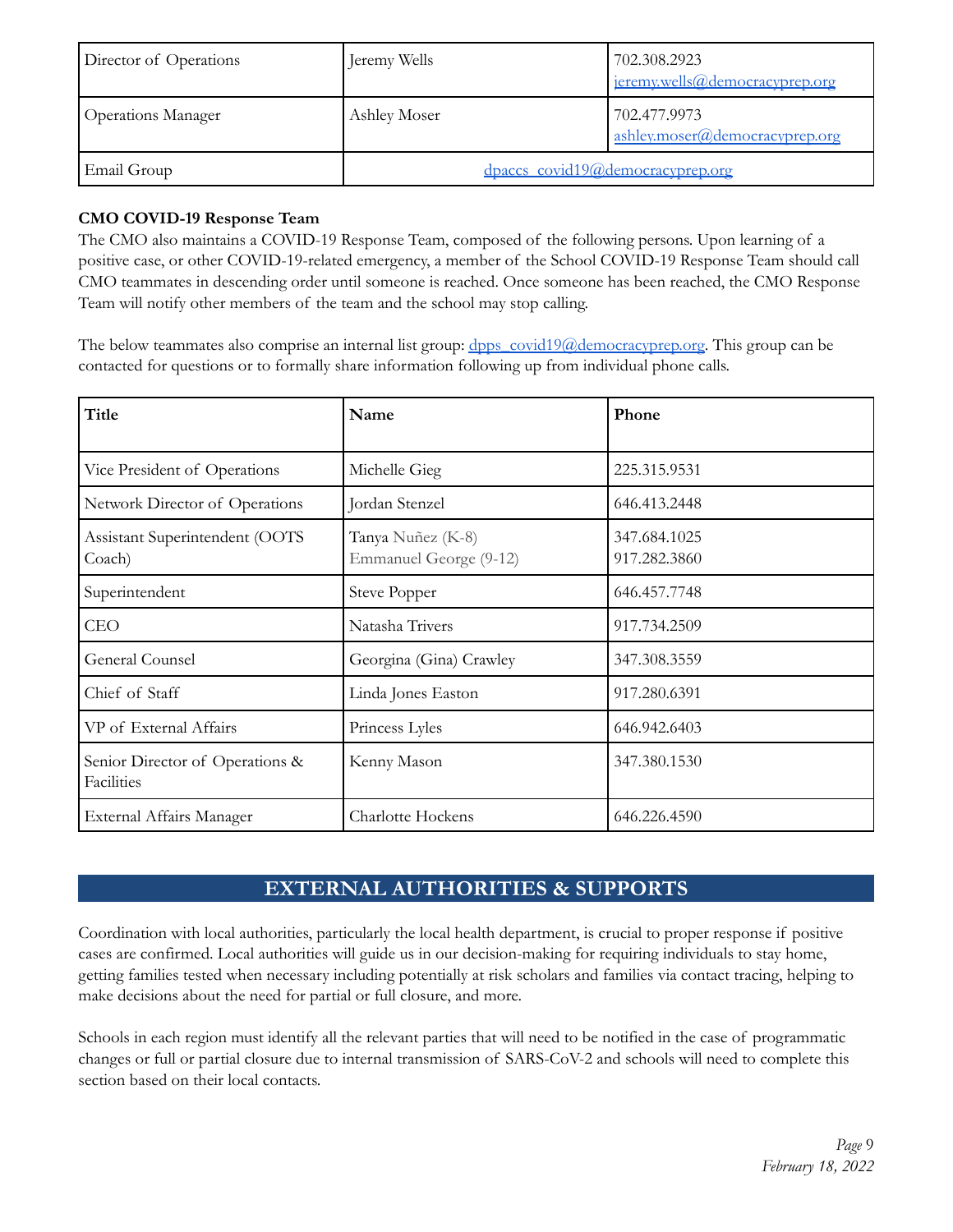| Director of Operations | Jeremy Wells | 702.308.2923<br>jeremy.wells@democracyprep.org |
|---|---|---|
| Operations Manager | Ashley Moser | 702.477.9973<br>ashley.moser@democracyprep.org |
| Email Group | dpaccs_covid19@democracyprep.org | |

**CMO COVID-19 Response Team**

The CMO also maintains a COVID-19 Response Team, composed of the following persons. Upon learning of a positive case, or other COVID-19-related emergency, a member of the School COVID-19 Response Team should call CMO teammates in descending order until someone is reached. Once someone has been reached, the CMO Response Team will notify other members of the team and the school may stop calling.

The below teammates also comprise an internal list group: dpps_covid19@democracyprep.org. This group can be contacted for questions or to formally share information following up from individual phone calls.

| Title | Name | Phone |
|---|---|---|
| Vice President of Operations | Michelle Gieg | 225.315.9531 |
| Network Director of Operations | Jordan Stenzel | 646.413.2448 |
| Assistant Superintendent (OOTS Coach) | Tanya Nuñez (K-8)<br>Emmanuel George (9-12) | 347.684.1025<br>917.282.3860 |
| Superintendent | Steve Popper | 646.457.7748 |
| CEO | Natasha Trivers | 917.734.2509 |
| General Counsel | Georgina (Gina) Crawley | 347.308.3559 |
| Chief of Staff | Linda Jones Easton | 917.280.6391 |
| VP of External Affairs | Princess Lyles | 646.942.6403 |
| Senior Director of Operations & Facilities | Kenny Mason | 347.380.1530 |
| External Affairs Manager | Charlotte Hockens | 646.226.4590 |

## EXTERNAL AUTHORITIES & SUPPORTS

Coordination with local authorities, particularly the local health department, is crucial to proper response if positive cases are confirmed. Local authorities will guide us in our decision-making for requiring individuals to stay home, getting families tested when necessary including potentially at risk scholars and families via contact tracing, helping to make decisions about the need for partial or full closure, and more.

Schools in each region must identify all the relevant parties that will need to be notified in the case of programmatic changes or full or partial closure due to internal transmission of SARS-CoV-2 and schools will need to complete this section based on their local contacts.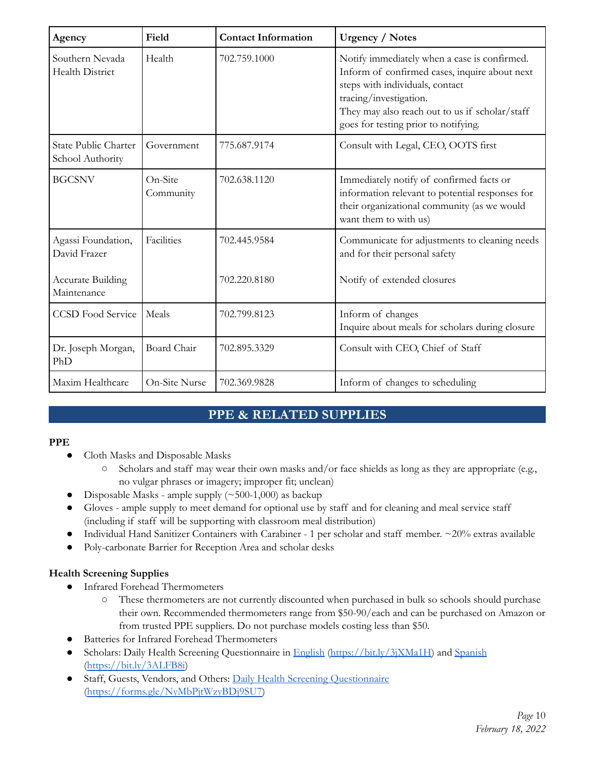| Agency | Field | Contact Information | Urgency / Notes |
|---|---|---|---|
| Southern Nevada Health District | Health | 702.759.1000 | Notify immediately when a case is confirmed. Inform of confirmed cases, inquire about next steps with individuals, contact tracing/investigation.<br>They may also reach out to us if scholar/staff goes for testing prior to notifying. |
| State Public Charter School Authority | Government | 775.687.9174 | Consult with Legal, CEO, OOTS first |
| BGCSNV | On-Site Community | 702.638.1120 | Immediately notify of confirmed facts or information relevant to potential responses for their organizational community (as we would want them to with us) |
| Agassi Foundation, David Frazer<br><br>Accurate Building Maintenance | Facilities | 702.445.9584<br><br>702.220.8180 | Communicate for adjustments to cleaning needs and for their personal safety<br><br>Notify of extended closures |
| CCSD Food Service | Meals | 702.799.8123 | Inform of changes<br>Inquire about meals for scholars during closure |
| Dr. Joseph Morgan, PhD | Board Chair | 702.895.3329 | Consult with CEO, Chief of Staff |
| Maxim Healthcare | On-Site Nurse | 702.369.9828 | Inform of changes to scheduling |

## PPE & RELATED SUPPLIES

**PPE**

- Cloth Masks and Disposable Masks
  - Scholars and staff may wear their own masks and/or face shields as long as they are appropriate (e.g., no vulgar phrases or imagery; improper fit; unclean)
- Disposable Masks - ample supply (~500-1,000) as backup
- Gloves - ample supply to meet demand for optional use by staff and for cleaning and meal service staff (including if staff will be supporting with classroom meal distribution)
- Individual Hand Sanitizer Containers with Carabiner - 1 per scholar and staff member. ~20% extras available
- Poly-carbonate Barrier for Reception Area and scholar desks

**Health Screening Supplies**

- Infrared Forehead Thermometers
  - These thermometers are not currently discounted when purchased in bulk so schools should purchase their own. Recommended thermometers range from $50-90/each and can be purchased on Amazon or from trusted PPE suppliers. Do not purchase models costing less than $50.
- Batteries for Infrared Forehead Thermometers
- Scholars: Daily Health Screening Questionnaire in English (https://bit.ly/3jXMa1H) and Spanish (https://bit.ly/3ALFB8i)
- Staff, Guests, Vendors, and Others: Daily Health Screening Questionnaire (https://forms.gle/NyMbPjtWzyBDj9SU7)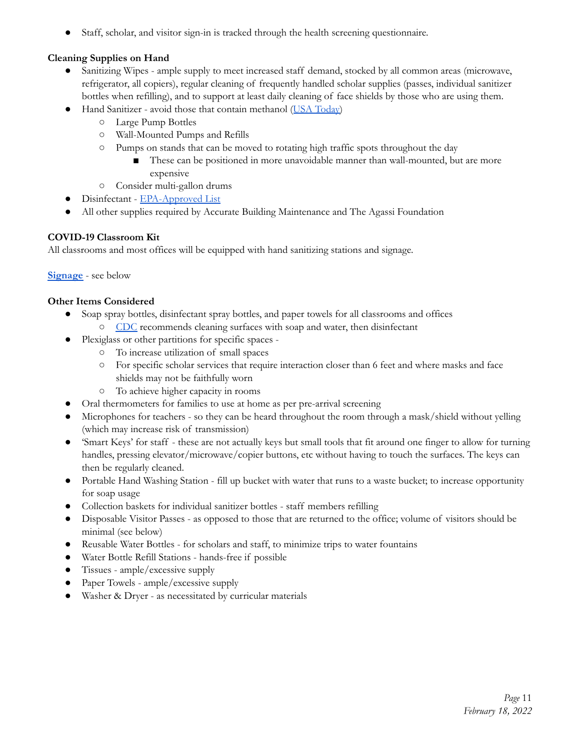- Staff, scholar, and visitor sign-in is tracked through the health screening questionnaire.

**Cleaning Supplies on Hand**

- Sanitizing Wipes - ample supply to meet increased staff demand, stocked by all common areas (microwave, refrigerator, all copiers), regular cleaning of frequently handled scholar supplies (passes, individual sanitizer bottles when refilling), and to support at least daily cleaning of face shields by those who are using them.
- Hand Sanitizer - avoid those that contain methanol (USA Today)
  - Large Pump Bottles
  - Wall-Mounted Pumps and Refills
  - Pumps on stands that can be moved to rotating high traffic spots throughout the day
    - These can be positioned in more unavoidable manner than wall-mounted, but are more expensive
  - Consider multi-gallon drums
- Disinfectant - EPA-Approved List
- All other supplies required by Accurate Building Maintenance and The Agassi Foundation

**COVID-19 Classroom Kit**

All classrooms and most offices will be equipped with hand sanitizing stations and signage.

**Signage** - see below

**Other Items Considered**

- Soap spray bottles, disinfectant spray bottles, and paper towels for all classrooms and offices
  - CDC recommends cleaning surfaces with soap and water, then disinfectant
- Plexiglass or other partitions for specific spaces -
  - To increase utilization of small spaces
  - For specific scholar services that require interaction closer than 6 feet and where masks and face shields may not be faithfully worn
  - To achieve higher capacity in rooms
- Oral thermometers for families to use at home as per pre-arrival screening
- Microphones for teachers - so they can be heard throughout the room through a mask/shield without yelling (which may increase risk of transmission)
- 'Smart Keys' for staff - these are not actually keys but small tools that fit around one finger to allow for turning handles, pressing elevator/microwave/copier buttons, etc without having to touch the surfaces. The keys can then be regularly cleaned.
- Portable Hand Washing Station - fill up bucket with water that runs to a waste bucket; to increase opportunity for soap usage
- Collection baskets for individual sanitizer bottles - staff members refilling
- Disposable Visitor Passes - as opposed to those that are returned to the office; volume of visitors should be minimal (see below)
- Reusable Water Bottles - for scholars and staff, to minimize trips to water fountains
- Water Bottle Refill Stations - hands-free if possible
- Tissues - ample/excessive supply
- Paper Towels - ample/excessive supply
- Washer & Dryer - as necessitated by curricular materials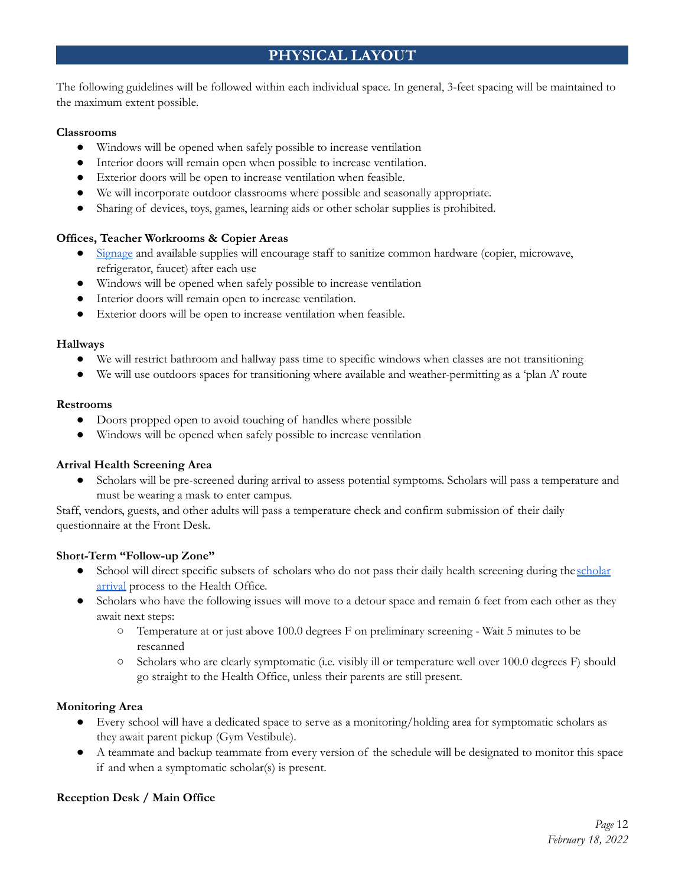# PHYSICAL LAYOUT

The following guidelines will be followed within each individual space. In general, 3-feet spacing will be maintained to the maximum extent possible.

**Classrooms**

- Windows will be opened when safely possible to increase ventilation
- Interior doors will remain open when possible to increase ventilation.
- Exterior doors will be open to increase ventilation when feasible.
- We will incorporate outdoor classrooms where possible and seasonally appropriate.
- Sharing of devices, toys, games, learning aids or other scholar supplies is prohibited.

**Offices, Teacher Workrooms & Copier Areas**

- Signage and available supplies will encourage staff to sanitize common hardware (copier, microwave, refrigerator, faucet) after each use
- Windows will be opened when safely possible to increase ventilation
- Interior doors will remain open to increase ventilation.
- Exterior doors will be open to increase ventilation when feasible.

**Hallways**

- We will restrict bathroom and hallway pass time to specific windows when classes are not transitioning
- We will use outdoors spaces for transitioning where available and weather-permitting as a 'plan A' route

**Restrooms**

- Doors propped open to avoid touching of handles where possible
- Windows will be opened when safely possible to increase ventilation

**Arrival Health Screening Area**

- Scholars will be pre-screened during arrival to assess potential symptoms. Scholars will pass a temperature and must be wearing a mask to enter campus.

Staff, vendors, guests, and other adults will pass a temperature check and confirm submission of their daily questionnaire at the Front Desk.

**Short-Term "Follow-up Zone"**

- School will direct specific subsets of scholars who do not pass their daily health screening during the scholar arrival process to the Health Office.
- Scholars who have the following issues will move to a detour space and remain 6 feet from each other as they await next steps:
  - Temperature at or just above 100.0 degrees F on preliminary screening - Wait 5 minutes to be rescanned
  - Scholars who are clearly symptomatic (i.e. visibly ill or temperature well over 100.0 degrees F) should go straight to the Health Office, unless their parents are still present.

**Monitoring Area**

- Every school will have a dedicated space to serve as a monitoring/holding area for symptomatic scholars as they await parent pickup (Gym Vestibule).
- A teammate and backup teammate from every version of the schedule will be designated to monitor this space if and when a symptomatic scholar(s) is present.

**Reception Desk / Main Office**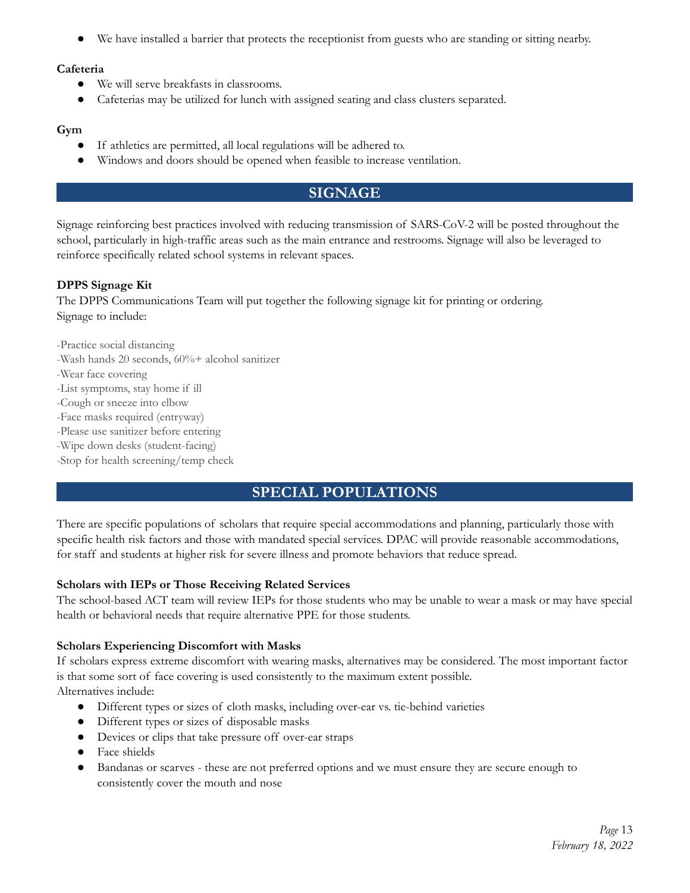- We have installed a barrier that protects the receptionist from guests who are standing or sitting nearby.

**Cafeteria**

- We will serve breakfasts in classrooms.
- Cafeterias may be utilized for lunch with assigned seating and class clusters separated.

**Gym**

- If athletics are permitted, all local regulations will be adhered to.
- Windows and doors should be opened when feasible to increase ventilation.

## SIGNAGE

Signage reinforcing best practices involved with reducing transmission of SARS-CoV-2 will be posted throughout the school, particularly in high-traffic areas such as the main entrance and restrooms. Signage will also be leveraged to reinforce specifically related school systems in relevant spaces.

**DPPS Signage Kit**

The DPPS Communications Team will put together the following signage kit for printing or ordering.
Signage to include:

-Practice social distancing
-Wash hands 20 seconds, 60%+ alcohol sanitizer
-Wear face covering
-List symptoms, stay home if ill
-Cough or sneeze into elbow
-Face masks required (entryway)
-Please use sanitizer before entering
-Wipe down desks (student-facing)
-Stop for health screening/temp check

## SPECIAL POPULATIONS

There are specific populations of scholars that require special accommodations and planning, particularly those with specific health risk factors and those with mandated special services. DPAC will provide reasonable accommodations, for staff and students at higher risk for severe illness and promote behaviors that reduce spread.

**Scholars with IEPs or Those Receiving Related Services**

The school-based ACT team will review IEPs for those students who may be unable to wear a mask or may have special health or behavioral needs that require alternative PPE for those students.

**Scholars Experiencing Discomfort with Masks**

If scholars express extreme discomfort with wearing masks, alternatives may be considered. The most important factor is that some sort of face covering is used consistently to the maximum extent possible.
Alternatives include:

- Different types or sizes of cloth masks, including over-ear vs. tie-behind varieties
- Different types or sizes of disposable masks
- Devices or clips that take pressure off over-ear straps
- Face shields
- Bandanas or scarves - these are not preferred options and we must ensure they are secure enough to consistently cover the mouth and nose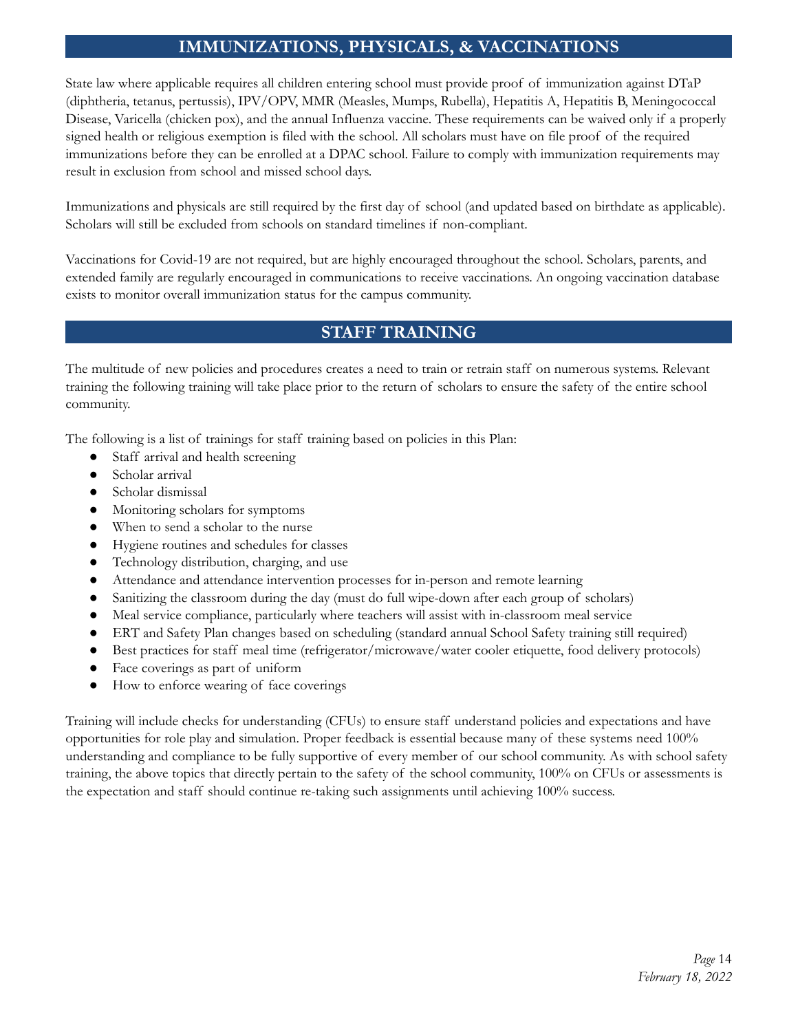## IMMUNIZATIONS, PHYSICALS, & VACCINATIONS

State law where applicable requires all children entering school must provide proof of immunization against DTaP (diphtheria, tetanus, pertussis), IPV/OPV, MMR (Measles, Mumps, Rubella), Hepatitis A, Hepatitis B, Meningococcal Disease, Varicella (chicken pox), and the annual Influenza vaccine. These requirements can be waived only if a properly signed health or religious exemption is filed with the school. All scholars must have on file proof of the required immunizations before they can be enrolled at a DPAC school. Failure to comply with immunization requirements may result in exclusion from school and missed school days.

Immunizations and physicals are still required by the first day of school (and updated based on birthdate as applicable). Scholars will still be excluded from schools on standard timelines if non-compliant.

Vaccinations for Covid-19 are not required, but are highly encouraged throughout the school. Scholars, parents, and extended family are regularly encouraged in communications to receive vaccinations. An ongoing vaccination database exists to monitor overall immunization status for the campus community.

## STAFF TRAINING

The multitude of new policies and procedures creates a need to train or retrain staff on numerous systems. Relevant training the following training will take place prior to the return of scholars to ensure the safety of the entire school community.

The following is a list of trainings for staff training based on policies in this Plan:

- Staff arrival and health screening
- Scholar arrival
- Scholar dismissal
- Monitoring scholars for symptoms
- When to send a scholar to the nurse
- Hygiene routines and schedules for classes
- Technology distribution, charging, and use
- Attendance and attendance intervention processes for in-person and remote learning
- Sanitizing the classroom during the day (must do full wipe-down after each group of scholars)
- Meal service compliance, particularly where teachers will assist with in-classroom meal service
- ERT and Safety Plan changes based on scheduling (standard annual School Safety training still required)
- Best practices for staff meal time (refrigerator/microwave/water cooler etiquette, food delivery protocols)
- Face coverings as part of uniform
- How to enforce wearing of face coverings

Training will include checks for understanding (CFUs) to ensure staff understand policies and expectations and have opportunities for role play and simulation. Proper feedback is essential because many of these systems need 100% understanding and compliance to be fully supportive of every member of our school community. As with school safety training, the above topics that directly pertain to the safety of the school community, 100% on CFUs or assessments is the expectation and staff should continue re-taking such assignments until achieving 100% success.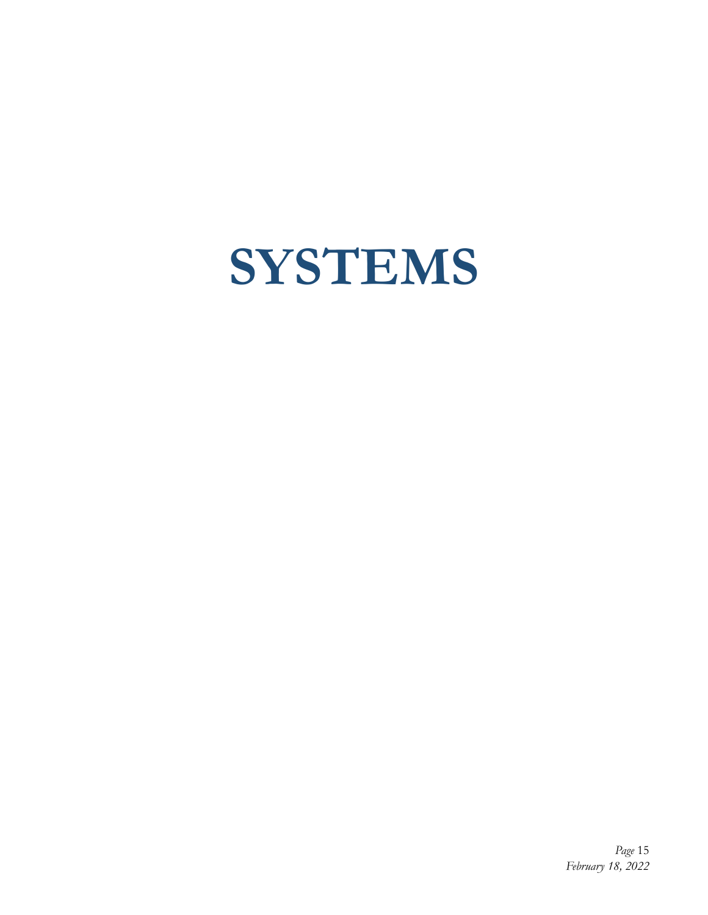# SYSTEMS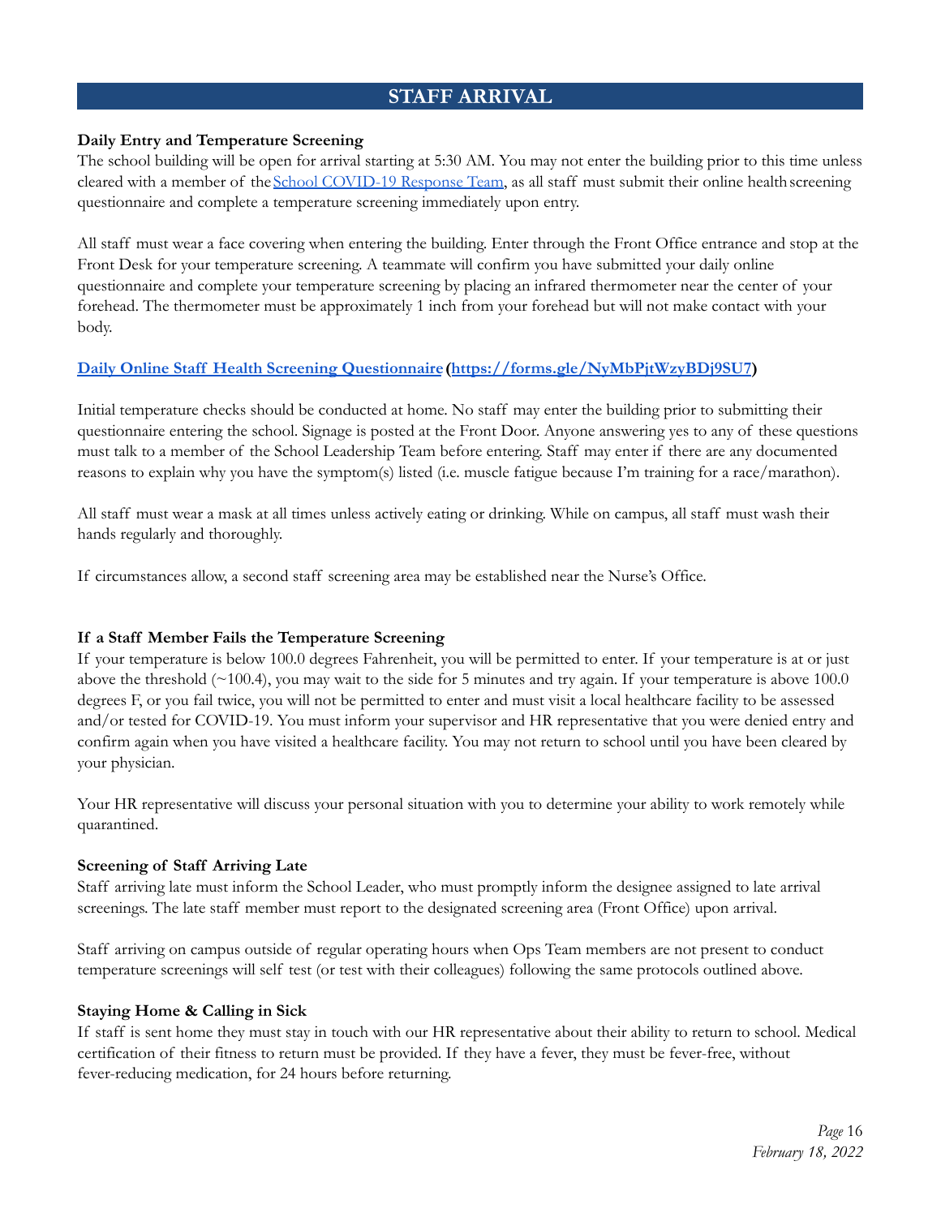## STAFF ARRIVAL

**Daily Entry and Temperature Screening**

The school building will be open for arrival starting at 5:30 AM. You may not enter the building prior to this time unless cleared with a member of the School COVID-19 Response Team, as all staff must submit their online health screening questionnaire and complete a temperature screening immediately upon entry.

All staff must wear a face covering when entering the building. Enter through the Front Office entrance and stop at the Front Desk for your temperature screening. A teammate will confirm you have submitted your daily online questionnaire and complete your temperature screening by placing an infrared thermometer near the center of your forehead. The thermometer must be approximately 1 inch from your forehead but will not make contact with your body.

**Daily Online Staff Health Screening Questionnaire (https://forms.gle/NyMbPjtWzyBDj9SU7)**

Initial temperature checks should be conducted at home. No staff may enter the building prior to submitting their questionnaire entering the school. Signage is posted at the Front Door. Anyone answering yes to any of these questions must talk to a member of the School Leadership Team before entering. Staff may enter if there are any documented reasons to explain why you have the symptom(s) listed (i.e. muscle fatigue because I'm training for a race/marathon).

All staff must wear a mask at all times unless actively eating or drinking. While on campus, all staff must wash their hands regularly and thoroughly.

If circumstances allow, a second staff screening area may be established near the Nurse's Office.

**If a Staff Member Fails the Temperature Screening**

If your temperature is below 100.0 degrees Fahrenheit, you will be permitted to enter. If your temperature is at or just above the threshold (~100.4), you may wait to the side for 5 minutes and try again. If your temperature is above 100.0 degrees F, or you fail twice, you will not be permitted to enter and must visit a local healthcare facility to be assessed and/or tested for COVID-19. You must inform your supervisor and HR representative that you were denied entry and confirm again when you have visited a healthcare facility. You may not return to school until you have been cleared by your physician.

Your HR representative will discuss your personal situation with you to determine your ability to work remotely while quarantined.

**Screening of Staff Arriving Late**

Staff arriving late must inform the School Leader, who must promptly inform the designee assigned to late arrival screenings. The late staff member must report to the designated screening area (Front Office) upon arrival.

Staff arriving on campus outside of regular operating hours when Ops Team members are not present to conduct temperature screenings will self test (or test with their colleagues) following the same protocols outlined above.

**Staying Home & Calling in Sick**

If staff is sent home they must stay in touch with our HR representative about their ability to return to school. Medical certification of their fitness to return must be provided. If they have a fever, they must be fever-free, without fever-reducing medication, for 24 hours before returning.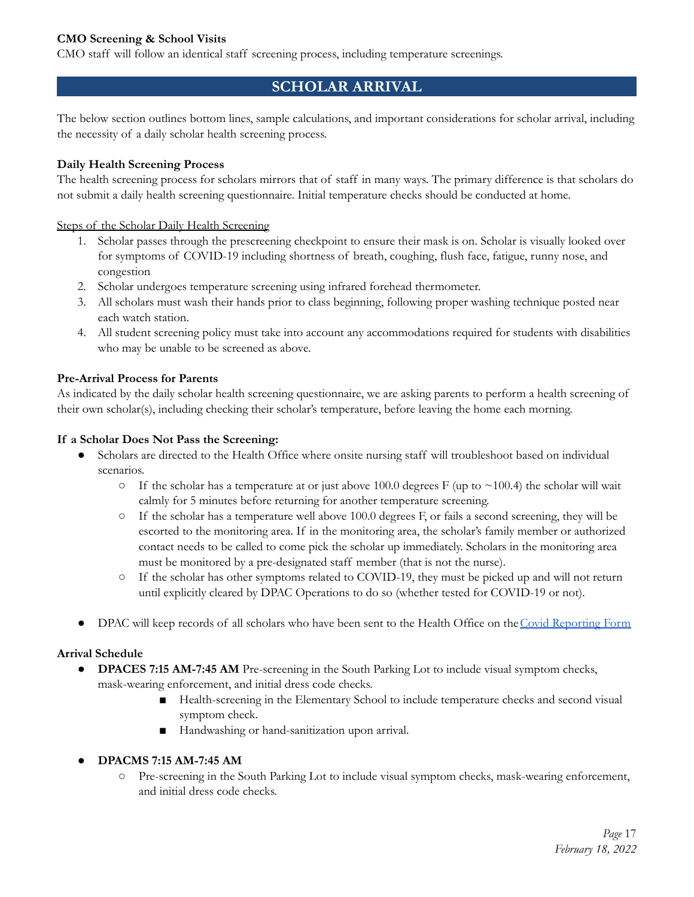**CMO Screening & School Visits**

CMO staff will follow an identical staff screening process, including temperature screenings.

## SCHOLAR ARRIVAL

The below section outlines bottom lines, sample calculations, and important considerations for scholar arrival, including the necessity of a daily scholar health screening process.

**Daily Health Screening Process**

The health screening process for scholars mirrors that of staff in many ways. The primary difference is that scholars do not submit a daily health screening questionnaire. Initial temperature checks should be conducted at home.

Steps of the Scholar Daily Health Screening

1. Scholar passes through the prescreening checkpoint to ensure their mask is on. Scholar is visually looked over for symptoms of COVID-19 including shortness of breath, coughing, flush face, fatigue, runny nose, and congestion
2. Scholar undergoes temperature screening using infrared forehead thermometer.
3. All scholars must wash their hands prior to class beginning, following proper washing technique posted near each watch station.
4. All student screening policy must take into account any accommodations required for students with disabilities who may be unable to be screened as above.

**Pre-Arrival Process for Parents**

As indicated by the daily scholar health screening questionnaire, we are asking parents to perform a health screening of their own scholar(s), including checking their scholar's temperature, before leaving the home each morning.

**If a Scholar Does Not Pass the Screening:**

- Scholars are directed to the Health Office where onsite nursing staff will troubleshoot based on individual scenarios.
  - If the scholar has a temperature at or just above 100.0 degrees F (up to ~100.4) the scholar will wait calmly for 5 minutes before returning for another temperature screening.
  - If the scholar has a temperature well above 100.0 degrees F, or fails a second screening, they will be escorted to the monitoring area. If in the monitoring area, the scholar's family member or authorized contact needs to be called to come pick the scholar up immediately. Scholars in the monitoring area must be monitored by a pre-designated staff member (that is not the nurse).
  - If the scholar has other symptoms related to COVID-19, they must be picked up and will not return until explicitly cleared by DPAC Operations to do so (whether tested for COVID-19 or not).

- DPAC will keep records of all scholars who have been sent to the Health Office on the Covid Reporting Form

**Arrival Schedule**

- **DPACES 7:15 AM-7:45 AM** Pre-screening in the South Parking Lot to include visual symptom checks, mask-wearing enforcement, and initial dress code checks.
  - Health-screening in the Elementary School to include temperature checks and second visual symptom check.
  - Handwashing or hand-sanitization upon arrival.

- **DPACMS 7:15 AM-7:45 AM**
  - Pre-screening in the South Parking Lot to include visual symptom checks, mask-wearing enforcement, and initial dress code checks.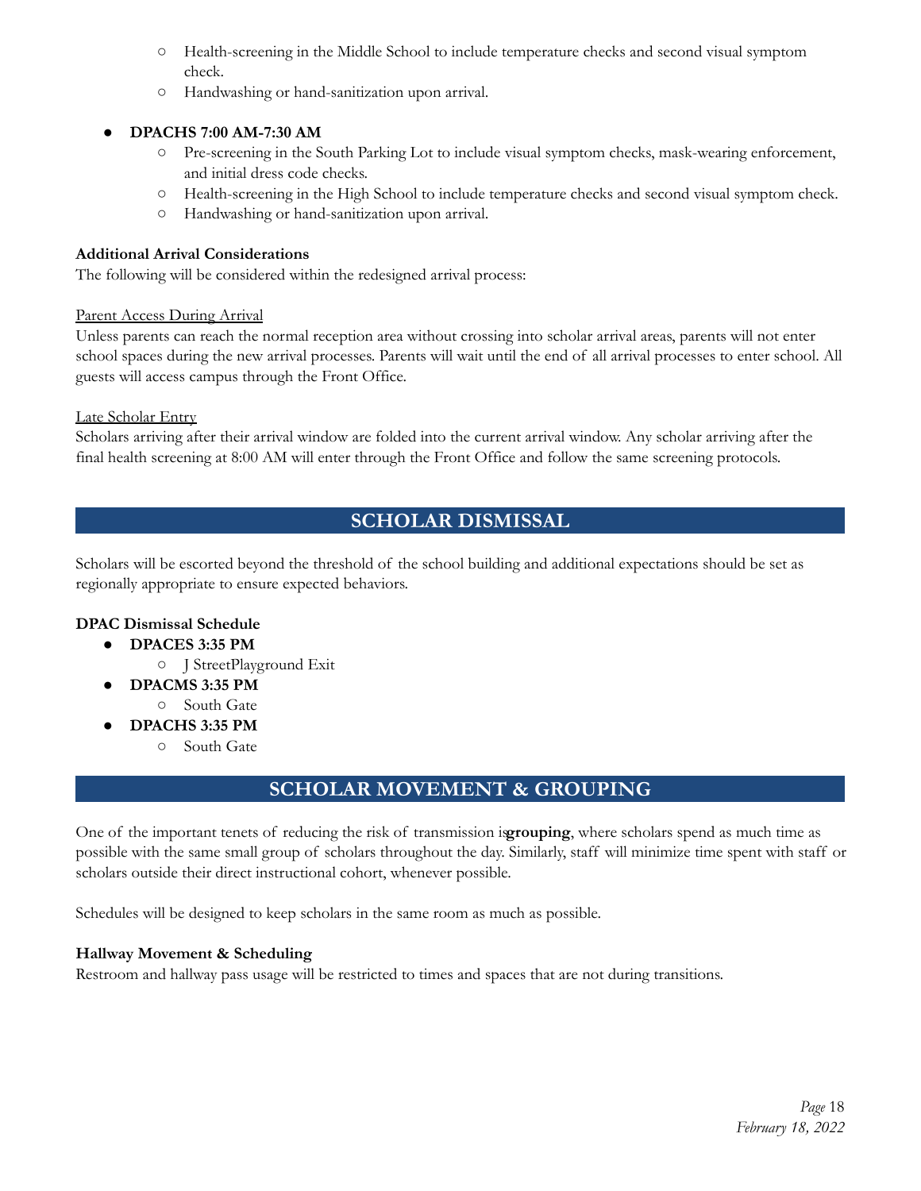- Health-screening in the Middle School to include temperature checks and second visual symptom check.
- Handwashing or hand-sanitization upon arrival.

- **DPACHS 7:00 AM-7:30 AM**
  - Pre-screening in the South Parking Lot to include visual symptom checks, mask-wearing enforcement, and initial dress code checks.
  - Health-screening in the High School to include temperature checks and second visual symptom check.
  - Handwashing or hand-sanitization upon arrival.

**Additional Arrival Considerations**

The following will be considered within the redesigned arrival process:

Parent Access During Arrival

Unless parents can reach the normal reception area without crossing into scholar arrival areas, parents will not enter school spaces during the new arrival processes. Parents will wait until the end of all arrival processes to enter school. All guests will access campus through the Front Office.

Late Scholar Entry

Scholars arriving after their arrival window are folded into the current arrival window. Any scholar arriving after the final health screening at 8:00 AM will enter through the Front Office and follow the same screening protocols.

## SCHOLAR DISMISSAL

Scholars will be escorted beyond the threshold of the school building and additional expectations should be set as regionally appropriate to ensure expected behaviors.

**DPAC Dismissal Schedule**

- **DPACES 3:35 PM**
  - J StreetPlayground Exit
- **DPACMS 3:35 PM**
  - South Gate
- **DPACHS 3:35 PM**
  - South Gate

## SCHOLAR MOVEMENT & GROUPING

One of the important tenets of reducing the risk of transmission is **grouping**, where scholars spend as much time as possible with the same small group of scholars throughout the day. Similarly, staff will minimize time spent with staff or scholars outside their direct instructional cohort, whenever possible.

Schedules will be designed to keep scholars in the same room as much as possible.

**Hallway Movement & Scheduling**

Restroom and hallway pass usage will be restricted to times and spaces that are not during transitions.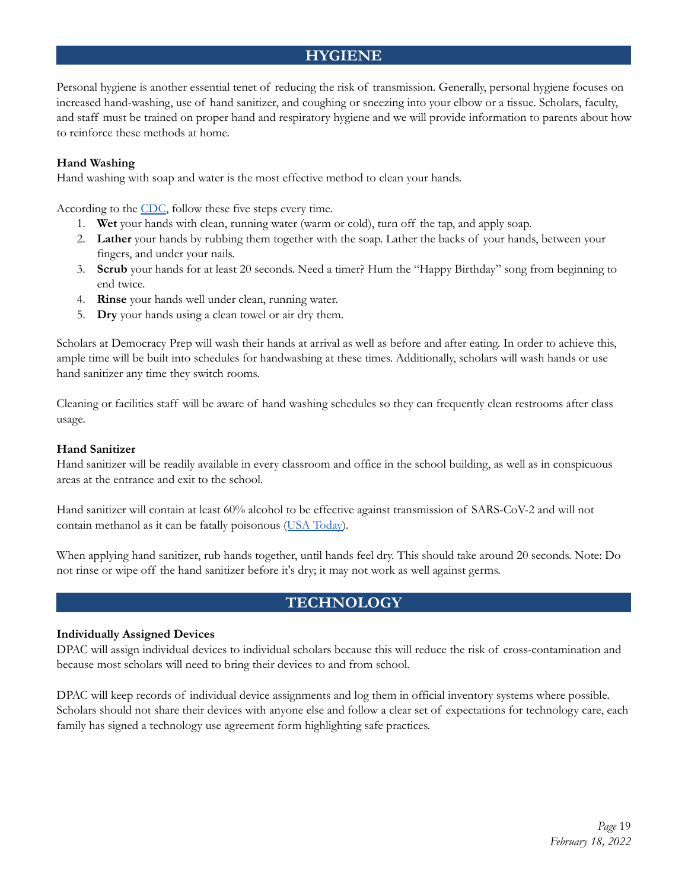## HYGIENE

Personal hygiene is another essential tenet of reducing the risk of transmission. Generally, personal hygiene focuses on increased hand-washing, use of hand sanitizer, and coughing or sneezing into your elbow or a tissue. Scholars, faculty, and staff must be trained on proper hand and respiratory hygiene and we will provide information to parents about how to reinforce these methods at home.

**Hand Washing**
Hand washing with soap and water is the most effective method to clean your hands.

According to the CDC, follow these five steps every time.

1. **Wet** your hands with clean, running water (warm or cold), turn off the tap, and apply soap.
2. **Lather** your hands by rubbing them together with the soap. Lather the backs of your hands, between your fingers, and under your nails.
3. **Scrub** your hands for at least 20 seconds. Need a timer? Hum the "Happy Birthday" song from beginning to end twice.
4. **Rinse** your hands well under clean, running water.
5. **Dry** your hands using a clean towel or air dry them.

Scholars at Democracy Prep will wash their hands at arrival as well as before and after eating. In order to achieve this, ample time will be built into schedules for handwashing at these times. Additionally, scholars will wash hands or use hand sanitizer any time they switch rooms.

Cleaning or facilities staff will be aware of hand washing schedules so they can frequently clean restrooms after class usage.

**Hand Sanitizer**
Hand sanitizer will be readily available in every classroom and office in the school building, as well as in conspicuous areas at the entrance and exit to the school.

Hand sanitizer will contain at least 60% alcohol to be effective against transmission of SARS-CoV-2 and will not contain methanol as it can be fatally poisonous (USA Today).

When applying hand sanitizer, rub hands together, until hands feel dry. This should take around 20 seconds. Note: Do not rinse or wipe off the hand sanitizer before it's dry; it may not work as well against germs.

## TECHNOLOGY

**Individually Assigned Devices**
DPAC will assign individual devices to individual scholars because this will reduce the risk of cross-contamination and because most scholars will need to bring their devices to and from school.

DPAC will keep records of individual device assignments and log them in official inventory systems where possible. Scholars should not share their devices with anyone else and follow a clear set of expectations for technology care, each family has signed a technology use agreement form highlighting safe practices.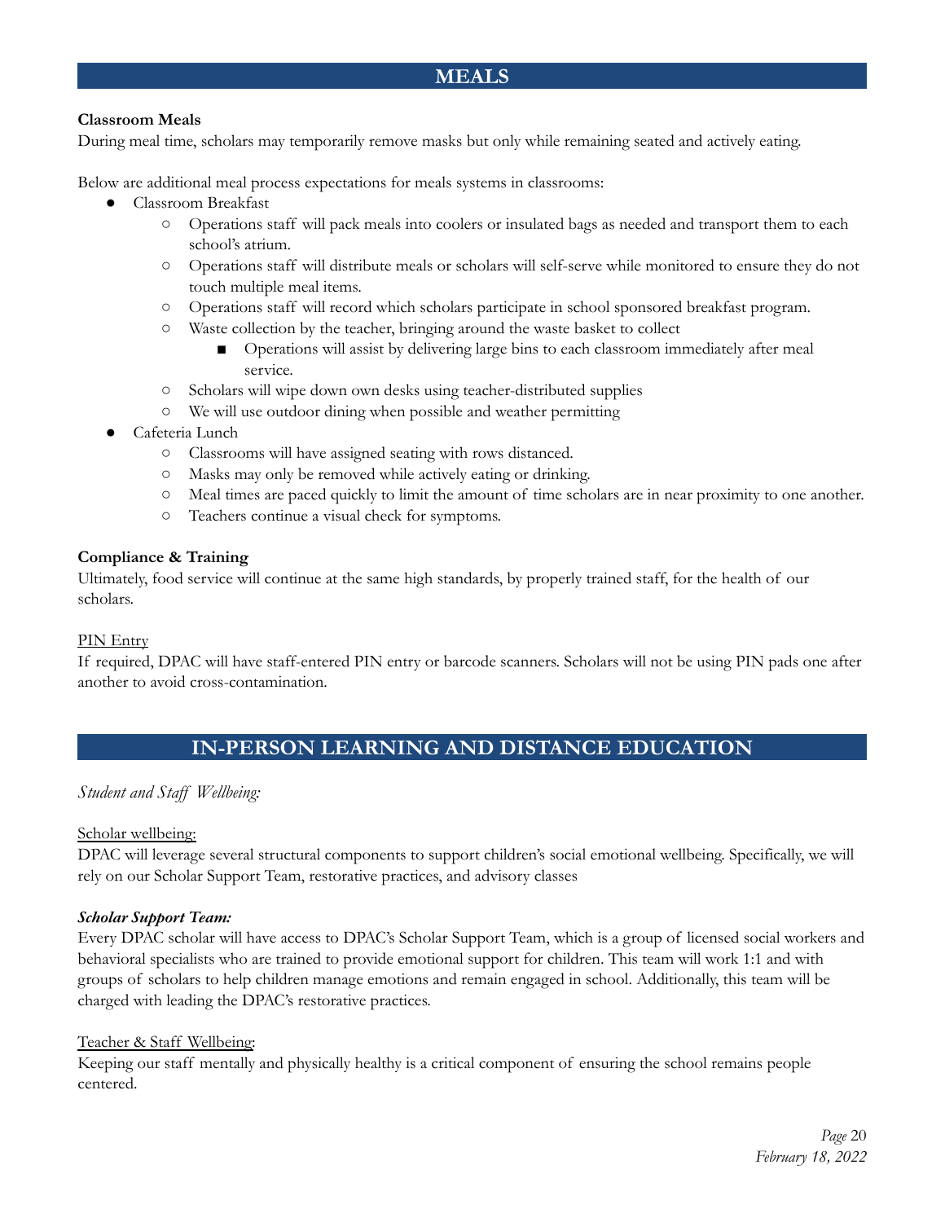## MEALS

**Classroom Meals**

During meal time, scholars may temporarily remove masks but only while remaining seated and actively eating.

Below are additional meal process expectations for meals systems in classrooms:

- Classroom Breakfast
  - Operations staff will pack meals into coolers or insulated bags as needed and transport them to each school's atrium.
  - Operations staff will distribute meals or scholars will self-serve while monitored to ensure they do not touch multiple meal items.
  - Operations staff will record which scholars participate in school sponsored breakfast program.
  - Waste collection by the teacher, bringing around the waste basket to collect
    - Operations will assist by delivering large bins to each classroom immediately after meal service.
  - Scholars will wipe down own desks using teacher-distributed supplies
  - We will use outdoor dining when possible and weather permitting
- Cafeteria Lunch
  - Classrooms will have assigned seating with rows distanced.
  - Masks may only be removed while actively eating or drinking.
  - Meal times are paced quickly to limit the amount of time scholars are in near proximity to one another.
  - Teachers continue a visual check for symptoms.

**Compliance & Training**

Ultimately, food service will continue at the same high standards, by properly trained staff, for the health of our scholars.

<u>PIN Entry</u>

If required, DPAC will have staff-entered PIN entry or barcode scanners. Scholars will not be using PIN pads one after another to avoid cross-contamination.

## IN-PERSON LEARNING AND DISTANCE EDUCATION

*Student and Staff Wellbeing:*

<u>Scholar wellbeing:</u>

DPAC will leverage several structural components to support children's social emotional wellbeing. Specifically, we will rely on our Scholar Support Team, restorative practices, and advisory classes

***Scholar Support Team:***

Every DPAC scholar will have access to DPAC's Scholar Support Team, which is a group of licensed social workers and behavioral specialists who are trained to provide emotional support for children. This team will work 1:1 and with groups of scholars to help children manage emotions and remain engaged in school. Additionally, this team will be charged with leading the DPAC's restorative practices.

<u>Teacher & Staff Wellbeing</u>:

Keeping our staff mentally and physically healthy is a critical component of ensuring the school remains people centered.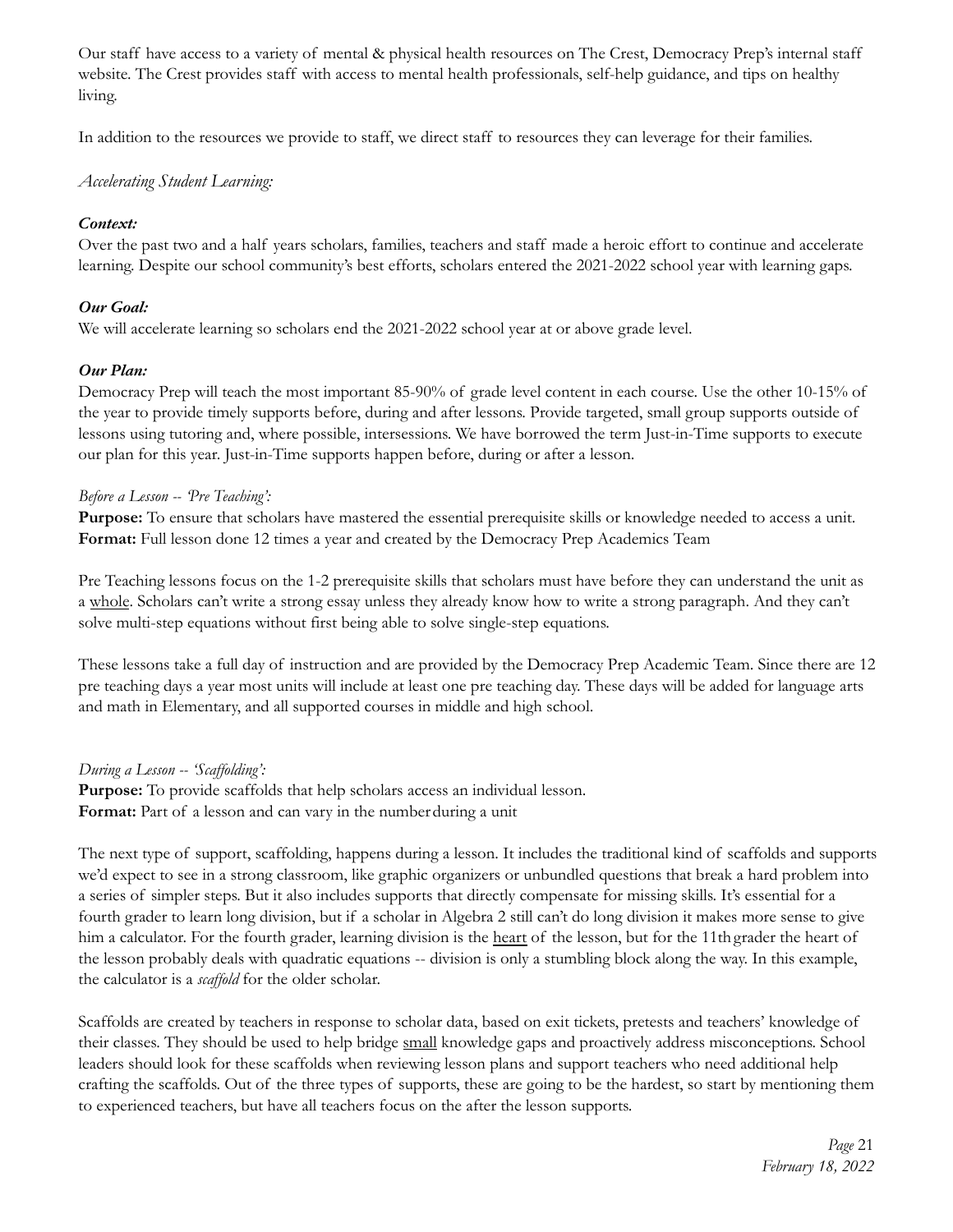Our staff have access to a variety of mental & physical health resources on The Crest, Democracy Prep's internal staff website. The Crest provides staff with access to mental health professionals, self-help guidance, and tips on healthy living.

In addition to the resources we provide to staff, we direct staff to resources they can leverage for their families.

*Accelerating Student Learning:*

***Context:***

Over the past two and a half years scholars, families, teachers and staff made a heroic effort to continue and accelerate learning. Despite our school community's best efforts, scholars entered the 2021-2022 school year with learning gaps.

***Our Goal:***

We will accelerate learning so scholars end the 2021-2022 school year at or above grade level.

***Our Plan:***

Democracy Prep will teach the most important 85-90% of grade level content in each course. Use the other 10-15% of the year to provide timely supports before, during and after lessons. Provide targeted, small group supports outside of lessons using tutoring and, where possible, intersessions. We have borrowed the term Just-in-Time supports to execute our plan for this year. Just-in-Time supports happen before, during or after a lesson.

*Before a Lesson -- 'Pre Teaching':*

**Purpose:** To ensure that scholars have mastered the essential prerequisite skills or knowledge needed to access a unit.
**Format:** Full lesson done 12 times a year and created by the Democracy Prep Academics Team

Pre Teaching lessons focus on the 1-2 prerequisite skills that scholars must have before they can understand the unit as a <u>whole</u>. Scholars can't write a strong essay unless they already know how to write a strong paragraph. And they can't solve multi-step equations without first being able to solve single-step equations.

These lessons take a full day of instruction and are provided by the Democracy Prep Academic Team. Since there are 12 pre teaching days a year most units will include at least one pre teaching day. These days will be added for language arts and math in Elementary, and all supported courses in middle and high school.

*During a Lesson -- 'Scaffolding':*

**Purpose:** To provide scaffolds that help scholars access an individual lesson.
**Format:** Part of a lesson and can vary in the number during a unit

The next type of support, scaffolding, happens during a lesson. It includes the traditional kind of scaffolds and supports we'd expect to see in a strong classroom, like graphic organizers or unbundled questions that break a hard problem into a series of simpler steps. But it also includes supports that directly compensate for missing skills. It's essential for a fourth grader to learn long division, but if a scholar in Algebra 2 still can't do long division it makes more sense to give him a calculator. For the fourth grader, learning division is the <u>heart</u> of the lesson, but for the 11th grader the heart of the lesson probably deals with quadratic equations -- division is only a stumbling block along the way. In this example, the calculator is a *scaffold* for the older scholar.

Scaffolds are created by teachers in response to scholar data, based on exit tickets, pretests and teachers' knowledge of their classes. They should be used to help bridge <u>small</u> knowledge gaps and proactively address misconceptions. School leaders should look for these scaffolds when reviewing lesson plans and support teachers who need additional help crafting the scaffolds. Out of the three types of supports, these are going to be the hardest, so start by mentioning them to experienced teachers, but have all teachers focus on the after the lesson supports.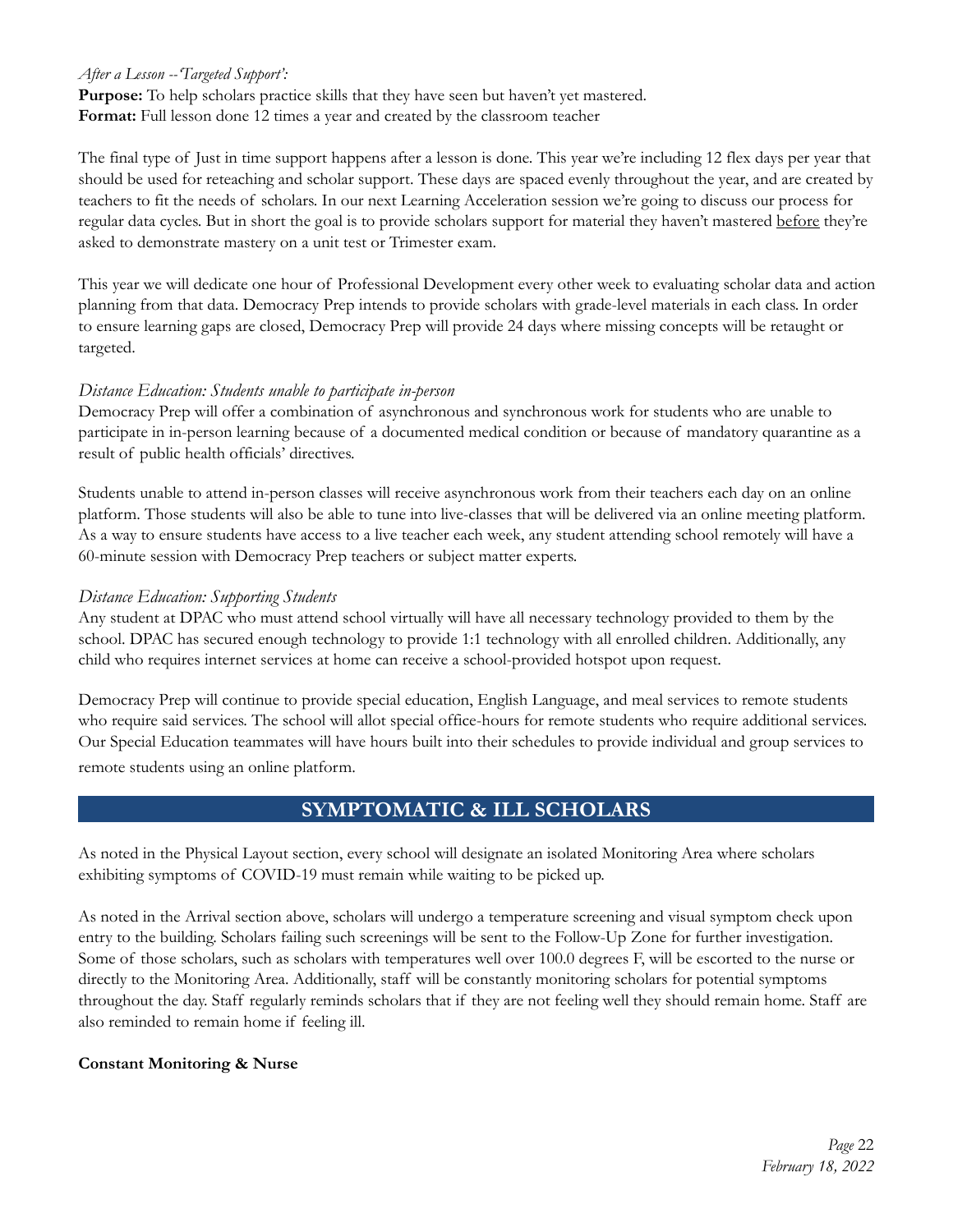*After a Lesson --'Targeted Support':*
**Purpose:** To help scholars practice skills that they have seen but haven't yet mastered.
**Format:** Full lesson done 12 times a year and created by the classroom teacher

The final type of Just in time support happens after a lesson is done. This year we're including 12 flex days per year that should be used for reteaching and scholar support. These days are spaced evenly throughout the year, and are created by teachers to fit the needs of scholars. In our next Learning Acceleration session we're going to discuss our process for regular data cycles. But in short the goal is to provide scholars support for material they haven't mastered <u>before</u> they're asked to demonstrate mastery on a unit test or Trimester exam.

This year we will dedicate one hour of Professional Development every other week to evaluating scholar data and action planning from that data. Democracy Prep intends to provide scholars with grade-level materials in each class. In order to ensure learning gaps are closed, Democracy Prep will provide 24 days where missing concepts will be retaught or targeted.

*Distance Education: Students unable to participate in-person*
Democracy Prep will offer a combination of asynchronous and synchronous work for students who are unable to participate in in-person learning because of a documented medical condition or because of mandatory quarantine as a result of public health officials' directives.

Students unable to attend in-person classes will receive asynchronous work from their teachers each day on an online platform. Those students will also be able to tune into live-classes that will be delivered via an online meeting platform. As a way to ensure students have access to a live teacher each week, any student attending school remotely will have a 60-minute session with Democracy Prep teachers or subject matter experts.

*Distance Education: Supporting Students*
Any student at DPAC who must attend school virtually will have all necessary technology provided to them by the school. DPAC has secured enough technology to provide 1:1 technology with all enrolled children. Additionally, any child who requires internet services at home can receive a school-provided hotspot upon request.

Democracy Prep will continue to provide special education, English Language, and meal services to remote students who require said services. The school will allot special office-hours for remote students who require additional services. Our Special Education teammates will have hours built into their schedules to provide individual and group services to remote students using an online platform.

## SYMPTOMATIC & ILL SCHOLARS

As noted in the Physical Layout section, every school will designate an isolated Monitoring Area where scholars exhibiting symptoms of COVID-19 must remain while waiting to be picked up.

As noted in the Arrival section above, scholars will undergo a temperature screening and visual symptom check upon entry to the building. Scholars failing such screenings will be sent to the Follow-Up Zone for further investigation. Some of those scholars, such as scholars with temperatures well over 100.0 degrees F, will be escorted to the nurse or directly to the Monitoring Area. Additionally, staff will be constantly monitoring scholars for potential symptoms throughout the day. Staff regularly reminds scholars that if they are not feeling well they should remain home. Staff are also reminded to remain home if feeling ill.

**Constant Monitoring & Nurse**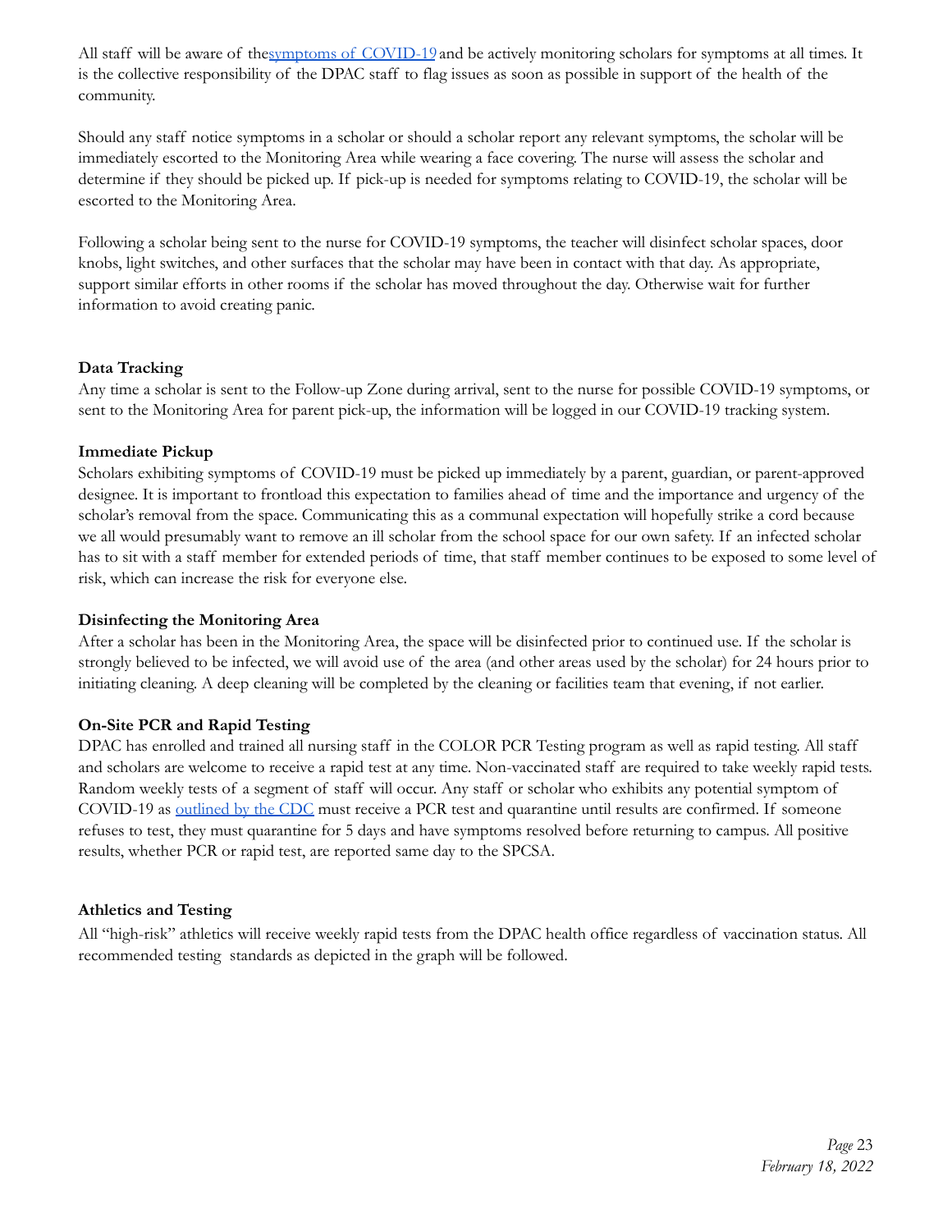All staff will be aware of the[symptoms of COVID-19] and be actively monitoring scholars for symptoms at all times. It is the collective responsibility of the DPAC staff to flag issues as soon as possible in support of the health of the community.

Should any staff notice symptoms in a scholar or should a scholar report any relevant symptoms, the scholar will be immediately escorted to the Monitoring Area while wearing a face covering. The nurse will assess the scholar and determine if they should be picked up. If pick-up is needed for symptoms relating to COVID-19, the scholar will be escorted to the Monitoring Area.

Following a scholar being sent to the nurse for COVID-19 symptoms, the teacher will disinfect scholar spaces, door knobs, light switches, and other surfaces that the scholar may have been in contact with that day. As appropriate, support similar efforts in other rooms if the scholar has moved throughout the day. Otherwise wait for further information to avoid creating panic.

**Data Tracking**

Any time a scholar is sent to the Follow-up Zone during arrival, sent to the nurse for possible COVID-19 symptoms, or sent to the Monitoring Area for parent pick-up, the information will be logged in our COVID-19 tracking system.

**Immediate Pickup**

Scholars exhibiting symptoms of COVID-19 must be picked up immediately by a parent, guardian, or parent-approved designee. It is important to frontload this expectation to families ahead of time and the importance and urgency of the scholar's removal from the space. Communicating this as a communal expectation will hopefully strike a cord because we all would presumably want to remove an ill scholar from the school space for our own safety. If an infected scholar has to sit with a staff member for extended periods of time, that staff member continues to be exposed to some level of risk, which can increase the risk for everyone else.

**Disinfecting the Monitoring Area**

After a scholar has been in the Monitoring Area, the space will be disinfected prior to continued use. If the scholar is strongly believed to be infected, we will avoid use of the area (and other areas used by the scholar) for 24 hours prior to initiating cleaning. A deep cleaning will be completed by the cleaning or facilities team that evening, if not earlier.

**On-Site PCR and Rapid Testing**

DPAC has enrolled and trained all nursing staff in the COLOR PCR Testing program as well as rapid testing. All staff and scholars are welcome to receive a rapid test at any time. Non-vaccinated staff are required to take weekly rapid tests. Random weekly tests of a segment of staff will occur. Any staff or scholar who exhibits any potential symptom of COVID-19 as [outlined by the CDC] must receive a PCR test and quarantine until results are confirmed. If someone refuses to test, they must quarantine for 5 days and have symptoms resolved before returning to campus. All positive results, whether PCR or rapid test, are reported same day to the SPCSA.

**Athletics and Testing**

All "high-risk" athletics will receive weekly rapid tests from the DPAC health office regardless of vaccination status. All recommended testing standards as depicted in the graph will be followed.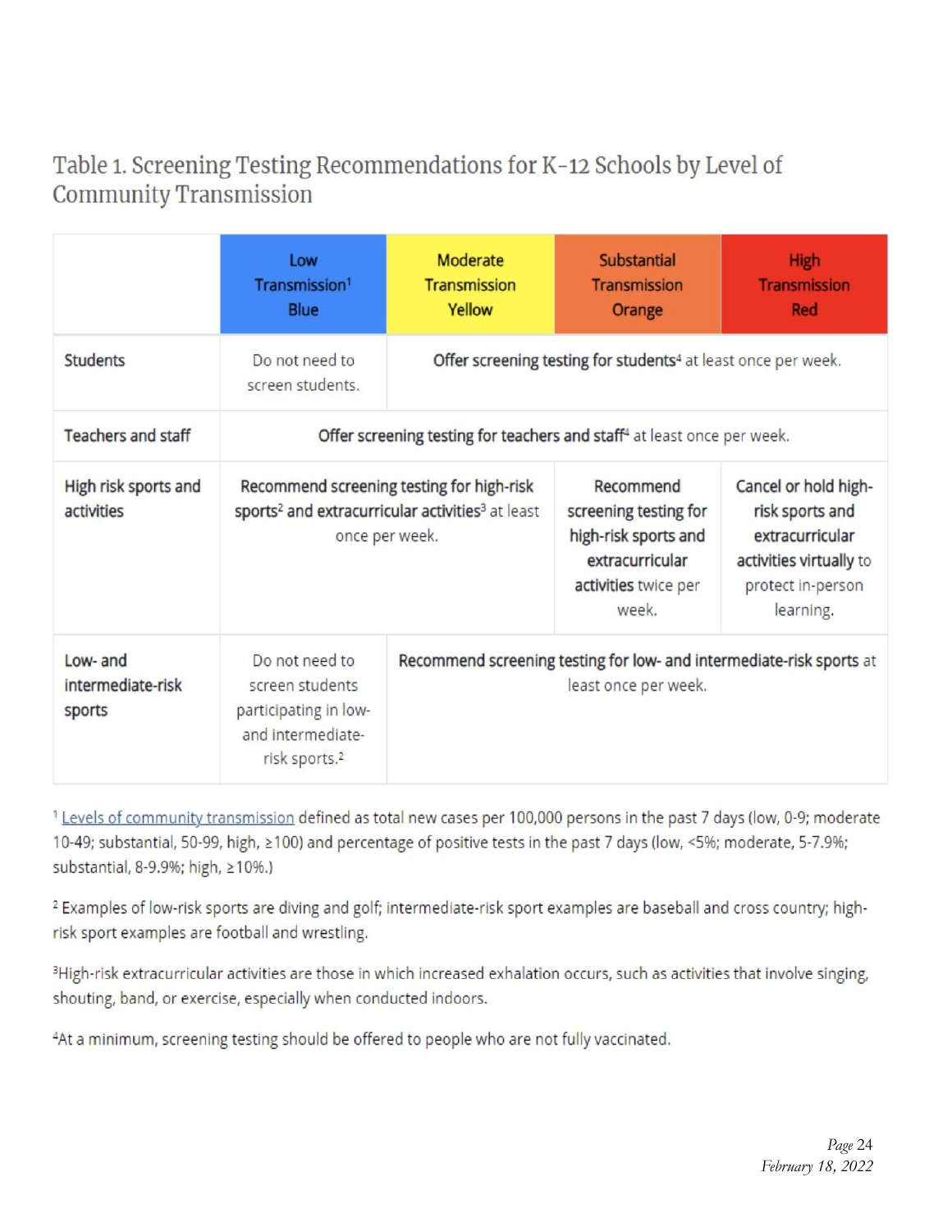## Table 1. Screening Testing Recommendations for K-12 Schools by Level of Community Transmission

| | Low Transmission[1] Blue | Moderate Transmission Yellow | Substantial Transmission Orange | High Transmission Red |
|---|---|---|---|---|
| Students | Do not need to screen students. | **Offer screening testing for students**[4] at least once per week. | | |
| Teachers and staff | **Offer screening testing for teachers and staff**[4] at least once per week. | | | |
| High risk sports and activities | **Recommend screening testing for high-risk sports**[2] **and extracurricular activities**[3] at least once per week. | | **Recommend screening testing for high-risk sports and extracurricular activities** twice per week. | **Cancel or hold high-risk sports and extracurricular activities virtually** to protect in-person learning. |
| Low- and intermediate-risk sports | Do not need to screen students participating in low- and intermediate-risk sports.[2] | **Recommend screening testing for low- and intermediate-risk sports** at least once per week. | | |

[1] Levels of community transmission defined as total new cases per 100,000 persons in the past 7 days (low, 0-9; moderate 10-49; substantial, 50-99, high, ≥100) and percentage of positive tests in the past 7 days (low, <5%; moderate, 5-7.9%; substantial, 8-9.9%; high, ≥10%.)

[2] Examples of low-risk sports are diving and golf; intermediate-risk sport examples are baseball and cross country; high-risk sport examples are football and wrestling.

[3] High-risk extracurricular activities are those in which increased exhalation occurs, such as activities that involve singing, shouting, band, or exercise, especially when conducted indoors.

[4] At a minimum, screening testing should be offered to people who are not fully vaccinated.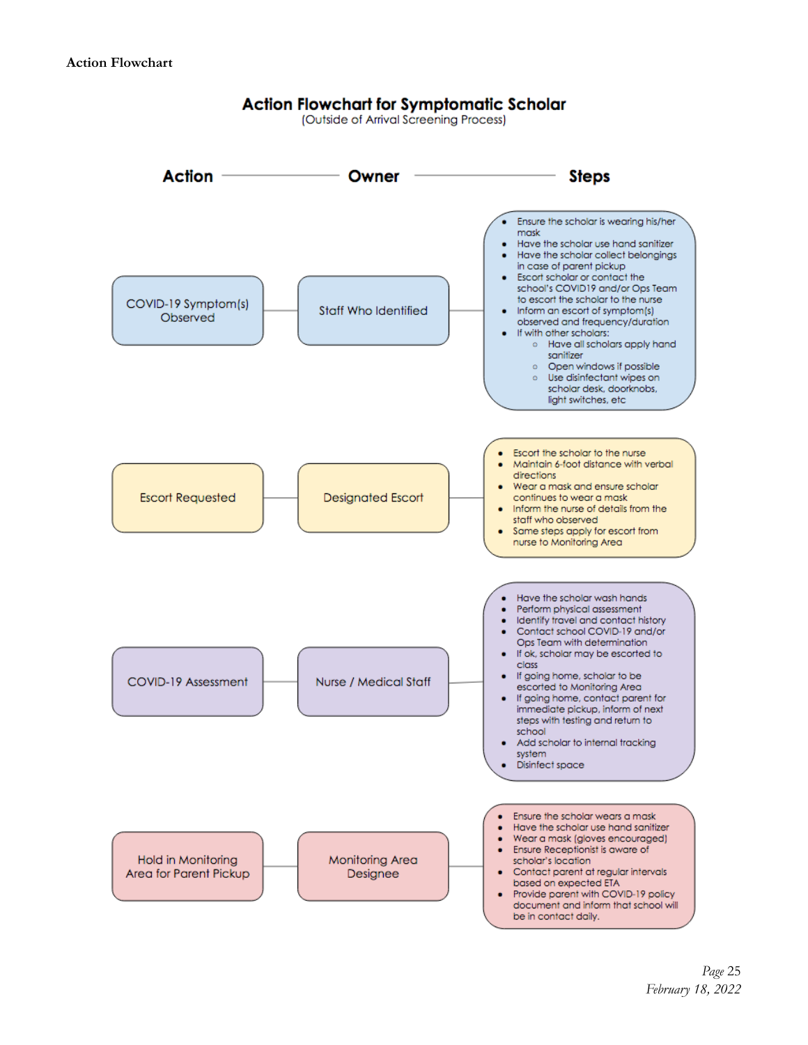**Action Flowchart**

## Action Flowchart for Symptomatic Scholar

(Outside of Arrival Screening Process)

| Action | Owner | Steps |
|---|---|---|
| COVID-19 Symptom(s) Observed | Staff Who Identified | • Ensure the scholar is wearing his/her mask<br>• Have the scholar use hand sanitizer<br>• Have the scholar collect belongings in case of parent pickup<br>• Escort scholar or contact the school's COVID19 and/or Ops Team to escort the scholar to the nurse<br>• Inform an escort of symptom(s) observed and frequency/duration<br>• If with other scholars:<br>&nbsp;&nbsp;&nbsp;&nbsp;◦ Have all scholars apply hand sanitizer<br>&nbsp;&nbsp;&nbsp;&nbsp;◦ Open windows if possible<br>&nbsp;&nbsp;&nbsp;&nbsp;◦ Use disinfectant wipes on scholar desk, doorknobs, light switches, etc |
| Escort Requested | Designated Escort | • Escort the scholar to the nurse<br>• Maintain 6-foot distance with verbal directions<br>• Wear a mask and ensure scholar continues to wear a mask<br>• Inform the nurse of details from the staff who observed<br>• Same steps apply for escort from nurse to Monitoring Area |
| COVID-19 Assessment | Nurse / Medical Staff | • Have the scholar wash hands<br>• Perform physical assessment<br>• Identify travel and contact history<br>• Contact school COVID-19 and/or Ops Team with determination<br>• If ok, scholar may be escorted to class<br>• If going home, scholar to be escorted to Monitoring Area<br>• If going home, contact parent for immediate pickup, inform of next steps with testing and return to school<br>• Add scholar to internal tracking system<br>• Disinfect space |
| Hold in Monitoring Area for Parent Pickup | Monitoring Area Designee | • Ensure the scholar wears a mask<br>• Have the scholar use hand sanitizer<br>• Wear a mask (gloves encouraged)<br>• Ensure Receptionist is aware of scholar's location<br>• Contact parent at regular intervals based on expected ETA<br>• Provide parent with COVID-19 policy document and inform that school will be in contact daily. |

*February 18, 2022*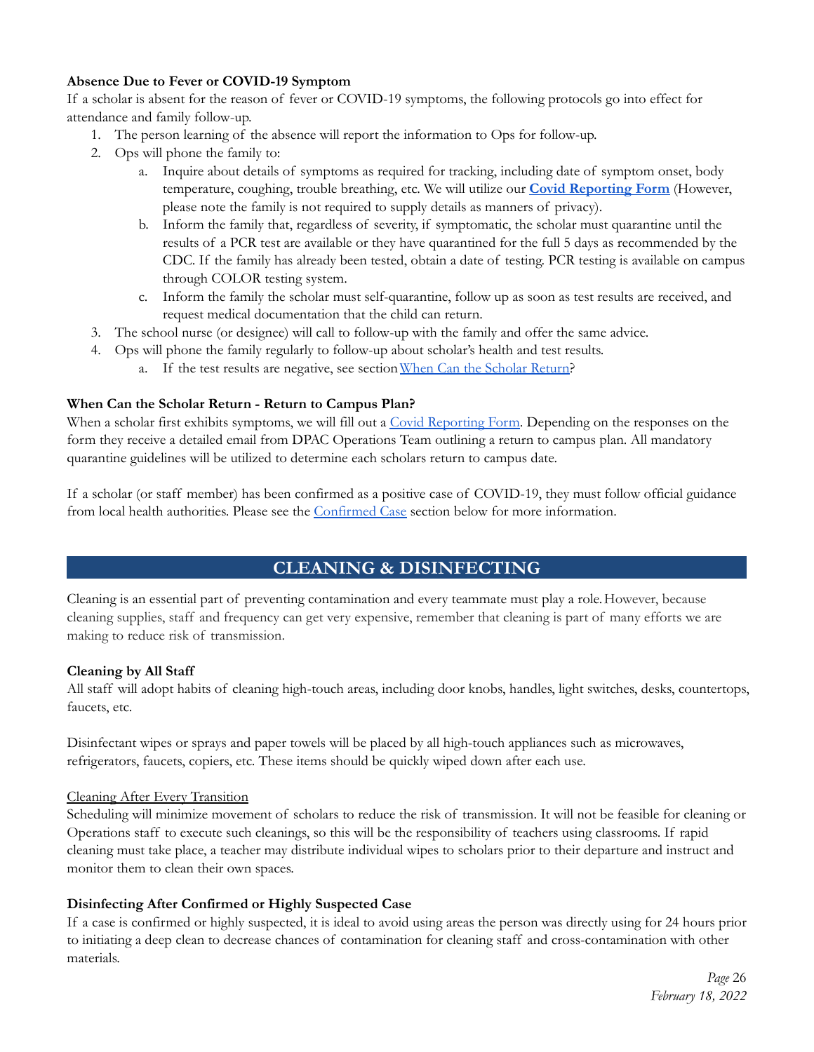**Absence Due to Fever or COVID-19 Symptom**

If a scholar is absent for the reason of fever or COVID-19 symptoms, the following protocols go into effect for attendance and family follow-up.

1. The person learning of the absence will report the information to Ops for follow-up.
2. Ops will phone the family to:
   a. Inquire about details of symptoms as required for tracking, including date of symptom onset, body temperature, coughing, trouble breathing, etc. We will utilize our **Covid Reporting Form** (However, please note the family is not required to supply details as manners of privacy).
   b. Inform the family that, regardless of severity, if symptomatic, the scholar must quarantine until the results of a PCR test are available or they have quarantined for the full 5 days as recommended by the CDC. If the family has already been tested, obtain a date of testing. PCR testing is available on campus through COLOR testing system.
   c. Inform the family the scholar must self-quarantine, follow up as soon as test results are received, and request medical documentation that the child can return.
3. The school nurse (or designee) will call to follow-up with the family and offer the same advice.
4. Ops will phone the family regularly to follow-up about scholar's health and test results.
   a. If the test results are negative, see section When Can the Scholar Return?

**When Can the Scholar Return - Return to Campus Plan?**

When a scholar first exhibits symptoms, we will fill out a Covid Reporting Form. Depending on the responses on the form they receive a detailed email from DPAC Operations Team outlining a return to campus plan. All mandatory quarantine guidelines will be utilized to determine each scholars return to campus date.

If a scholar (or staff member) has been confirmed as a positive case of COVID-19, they must follow official guidance from local health authorities. Please see the Confirmed Case section below for more information.

## CLEANING & DISINFECTING

Cleaning is an essential part of preventing contamination and every teammate must play a role. However, because cleaning supplies, staff and frequency can get very expensive, remember that cleaning is part of many efforts we are making to reduce risk of transmission.

**Cleaning by All Staff**

All staff will adopt habits of cleaning high-touch areas, including door knobs, handles, light switches, desks, countertops, faucets, etc.

Disinfectant wipes or sprays and paper towels will be placed by all high-touch appliances such as microwaves, refrigerators, faucets, copiers, etc. These items should be quickly wiped down after each use.

Cleaning After Every Transition

Scheduling will minimize movement of scholars to reduce the risk of transmission. It will not be feasible for cleaning or Operations staff to execute such cleanings, so this will be the responsibility of teachers using classrooms. If rapid cleaning must take place, a teacher may distribute individual wipes to scholars prior to their departure and instruct and monitor them to clean their own spaces.

**Disinfecting After Confirmed or Highly Suspected Case**

If a case is confirmed or highly suspected, it is ideal to avoid using areas the person was directly using for 24 hours prior to initiating a deep clean to decrease chances of contamination for cleaning staff and cross-contamination with other materials.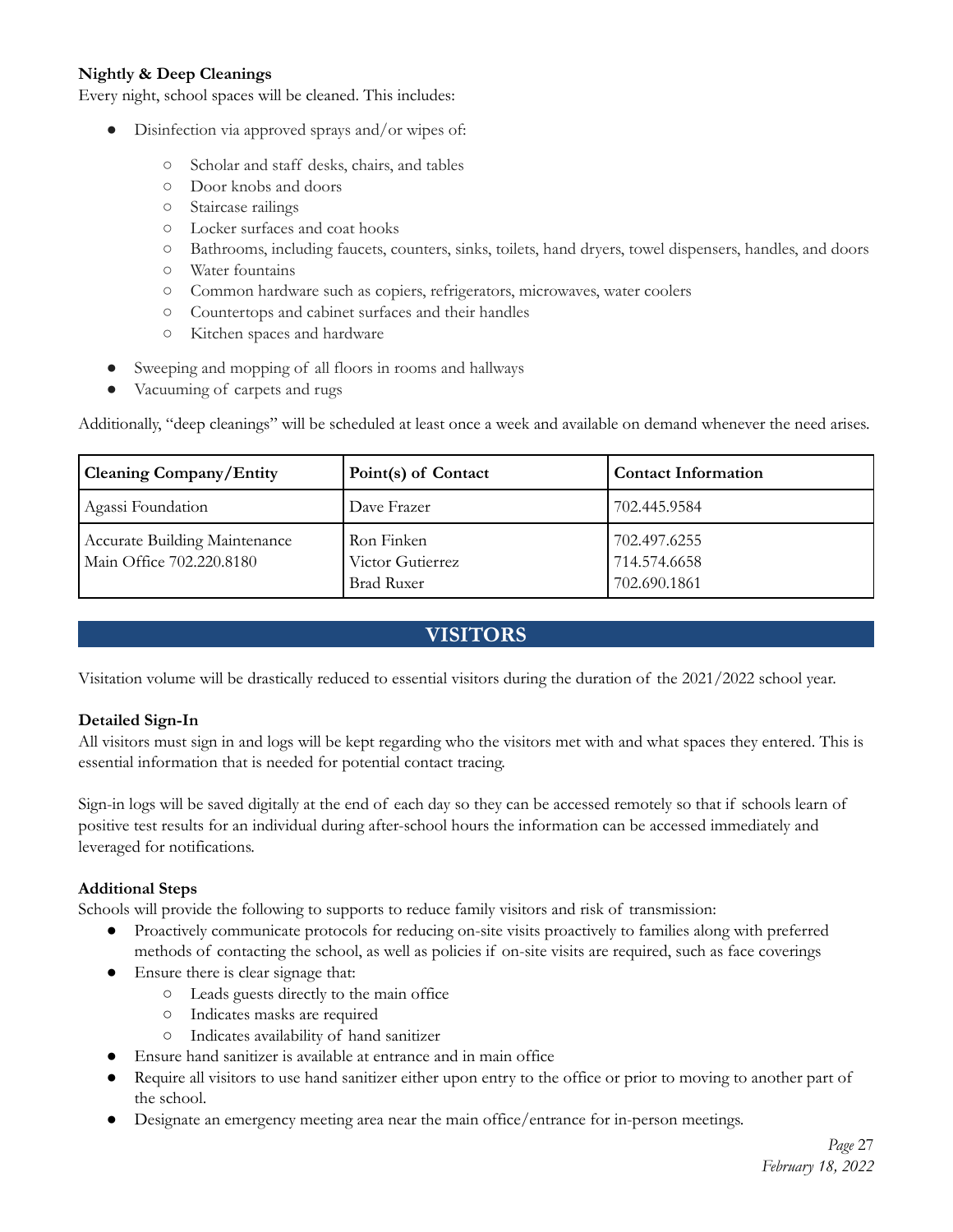**Nightly & Deep Cleanings**

Every night, school spaces will be cleaned. This includes:

- Disinfection via approved sprays and/or wipes of:
  - Scholar and staff desks, chairs, and tables
  - Door knobs and doors
  - Staircase railings
  - Locker surfaces and coat hooks
  - Bathrooms, including faucets, counters, sinks, toilets, hand dryers, towel dispensers, handles, and doors
  - Water fountains
  - Common hardware such as copiers, refrigerators, microwaves, water coolers
  - Countertops and cabinet surfaces and their handles
  - Kitchen spaces and hardware
- Sweeping and mopping of all floors in rooms and hallways
- Vacuuming of carpets and rugs

Additionally, "deep cleanings" will be scheduled at least once a week and available on demand whenever the need arises.

| Cleaning Company/Entity | Point(s) of Contact | Contact Information |
|---|---|---|
| Agassi Foundation | Dave Frazer | 702.445.9584 |
| Accurate Building Maintenance<br>Main Office 702.220.8180 | Ron Finken<br>Victor Gutierrez<br>Brad Ruxer | 702.497.6255<br>714.574.6658<br>702.690.1861 |

## VISITORS

Visitation volume will be drastically reduced to essential visitors during the duration of the 2021/2022 school year.

**Detailed Sign-In**

All visitors must sign in and logs will be kept regarding who the visitors met with and what spaces they entered. This is essential information that is needed for potential contact tracing.

Sign-in logs will be saved digitally at the end of each day so they can be accessed remotely so that if schools learn of positive test results for an individual during after-school hours the information can be accessed immediately and leveraged for notifications.

**Additional Steps**

Schools will provide the following to supports to reduce family visitors and risk of transmission:

- Proactively communicate protocols for reducing on-site visits proactively to families along with preferred methods of contacting the school, as well as policies if on-site visits are required, such as face coverings
- Ensure there is clear signage that:
  - Leads guests directly to the main office
  - Indicates masks are required
  - Indicates availability of hand sanitizer
- Ensure hand sanitizer is available at entrance and in main office
- Require all visitors to use hand sanitizer either upon entry to the office or prior to moving to another part of the school.
- Designate an emergency meeting area near the main office/entrance for in-person meetings.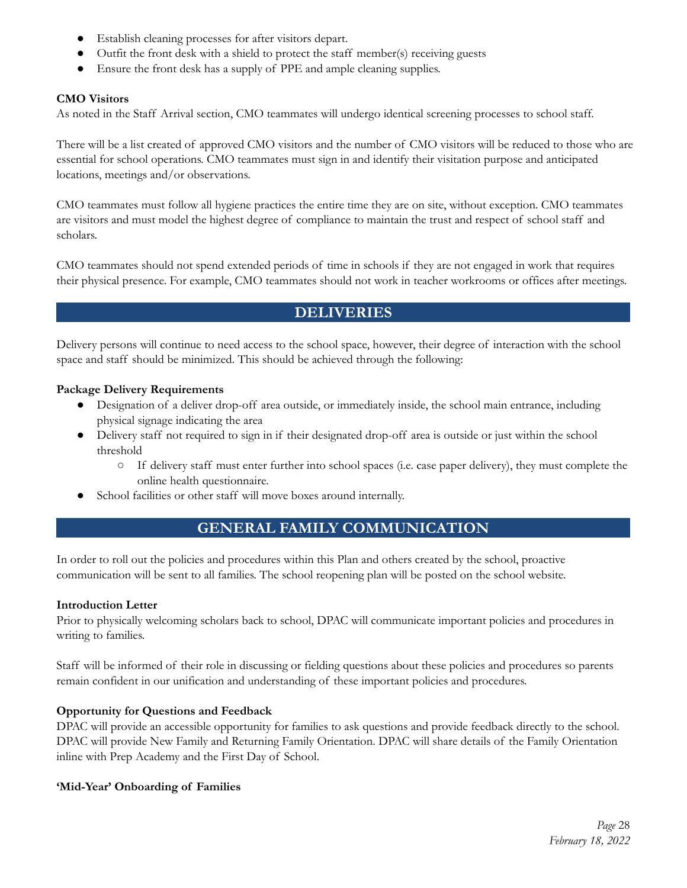- Establish cleaning processes for after visitors depart.
- Outfit the front desk with a shield to protect the staff member(s) receiving guests
- Ensure the front desk has a supply of PPE and ample cleaning supplies.

**CMO Visitors**

As noted in the Staff Arrival section, CMO teammates will undergo identical screening processes to school staff.

There will be a list created of approved CMO visitors and the number of CMO visitors will be reduced to those who are essential for school operations. CMO teammates must sign in and identify their visitation purpose and anticipated locations, meetings and/or observations.

CMO teammates must follow all hygiene practices the entire time they are on site, without exception. CMO teammates are visitors and must model the highest degree of compliance to maintain the trust and respect of school staff and scholars.

CMO teammates should not spend extended periods of time in schools if they are not engaged in work that requires their physical presence. For example, CMO teammates should not work in teacher workrooms or offices after meetings.

## DELIVERIES

Delivery persons will continue to need access to the school space, however, their degree of interaction with the school space and staff should be minimized. This should be achieved through the following:

**Package Delivery Requirements**

- Designation of a deliver drop-off area outside, or immediately inside, the school main entrance, including physical signage indicating the area
- Delivery staff not required to sign in if their designated drop-off area is outside or just within the school threshold
  - If delivery staff must enter further into school spaces (i.e. case paper delivery), they must complete the online health questionnaire.
- School facilities or other staff will move boxes around internally.

## GENERAL FAMILY COMMUNICATION

In order to roll out the policies and procedures within this Plan and others created by the school, proactive communication will be sent to all families. The school reopening plan will be posted on the school website.

**Introduction Letter**

Prior to physically welcoming scholars back to school, DPAC will communicate important policies and procedures in writing to families.

Staff will be informed of their role in discussing or fielding questions about these policies and procedures so parents remain confident in our unification and understanding of these important policies and procedures.

**Opportunity for Questions and Feedback**

DPAC will provide an accessible opportunity for families to ask questions and provide feedback directly to the school. DPAC will provide New Family and Returning Family Orientation. DPAC will share details of the Family Orientation inline with Prep Academy and the First Day of School.

**'Mid-Year' Onboarding of Families**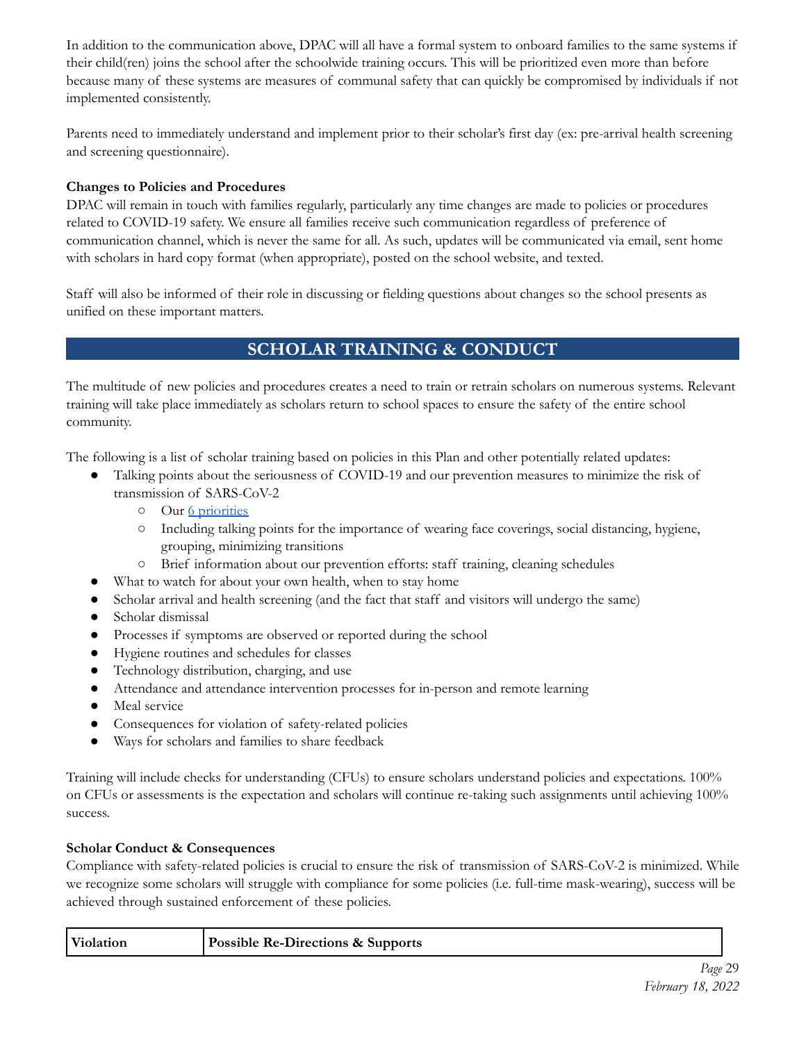In addition to the communication above, DPAC will all have a formal system to onboard families to the same systems if their child(ren) joins the school after the schoolwide training occurs. This will be prioritized even more than before because many of these systems are measures of communal safety that can quickly be compromised by individuals if not implemented consistently.

Parents need to immediately understand and implement prior to their scholar's first day (ex: pre-arrival health screening and screening questionnaire).

**Changes to Policies and Procedures**

DPAC will remain in touch with families regularly, particularly any time changes are made to policies or procedures related to COVID-19 safety. We ensure all families receive such communication regardless of preference of communication channel, which is never the same for all. As such, updates will be communicated via email, sent home with scholars in hard copy format (when appropriate), posted on the school website, and texted.

Staff will also be informed of their role in discussing or fielding questions about changes so the school presents as unified on these important matters.

## SCHOLAR TRAINING & CONDUCT

The multitude of new policies and procedures creates a need to train or retrain scholars on numerous systems. Relevant training will take place immediately as scholars return to school spaces to ensure the safety of the entire school community.

The following is a list of scholar training based on policies in this Plan and other potentially related updates:

- Talking points about the seriousness of COVID-19 and our prevention measures to minimize the risk of transmission of SARS-CoV-2
  - Our [6 priorities]
  - Including talking points for the importance of wearing face coverings, social distancing, hygiene, grouping, minimizing transitions
  - Brief information about our prevention efforts: staff training, cleaning schedules
- What to watch for about your own health, when to stay home
- Scholar arrival and health screening (and the fact that staff and visitors will undergo the same)
- Scholar dismissal
- Processes if symptoms are observed or reported during the school
- Hygiene routines and schedules for classes
- Technology distribution, charging, and use
- Attendance and attendance intervention processes for in-person and remote learning
- Meal service
- Consequences for violation of safety-related policies
- Ways for scholars and families to share feedback

Training will include checks for understanding (CFUs) to ensure scholars understand policies and expectations. 100% on CFUs or assessments is the expectation and scholars will continue re-taking such assignments until achieving 100% success.

**Scholar Conduct & Consequences**

Compliance with safety-related policies is crucial to ensure the risk of transmission of SARS-CoV-2 is minimized. While we recognize some scholars will struggle with compliance for some policies (i.e. full-time mask-wearing), success will be achieved through sustained enforcement of these policies.

| Violation | Possible Re-Directions & Supports |
| --- | --- |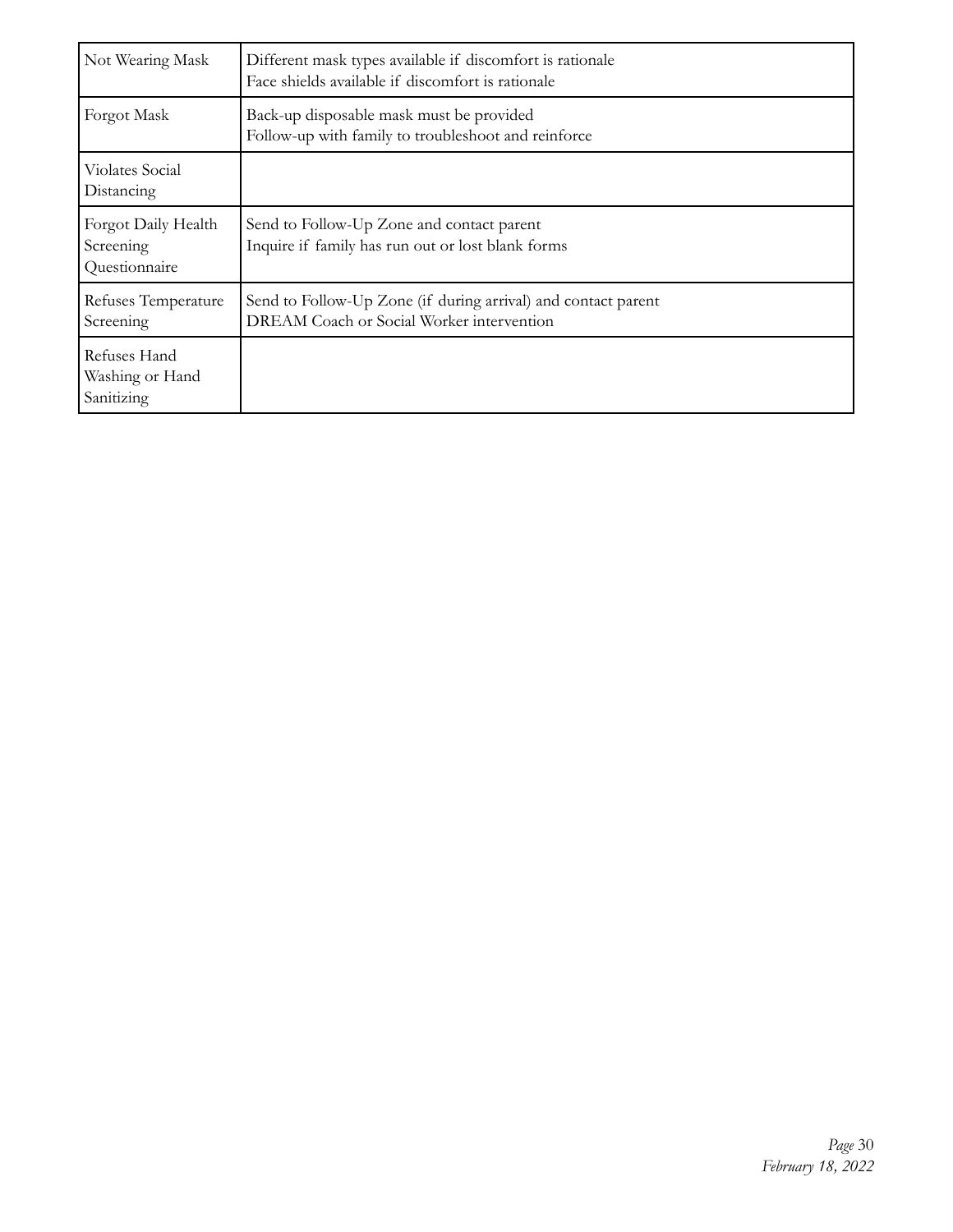| | |
|---|---|
| Not Wearing Mask | Different mask types available if discomfort is rationale<br>Face shields available if discomfort is rationale |
| Forgot Mask | Back-up disposable mask must be provided<br>Follow-up with family to troubleshoot and reinforce |
| Violates Social Distancing | |
| Forgot Daily Health Screening Questionnaire | Send to Follow-Up Zone and contact parent<br>Inquire if family has run out or lost blank forms |
| Refuses Temperature Screening | Send to Follow-Up Zone (if during arrival) and contact parent<br>DREAM Coach or Social Worker intervention |
| Refuses Hand Washing or Hand Sanitizing | |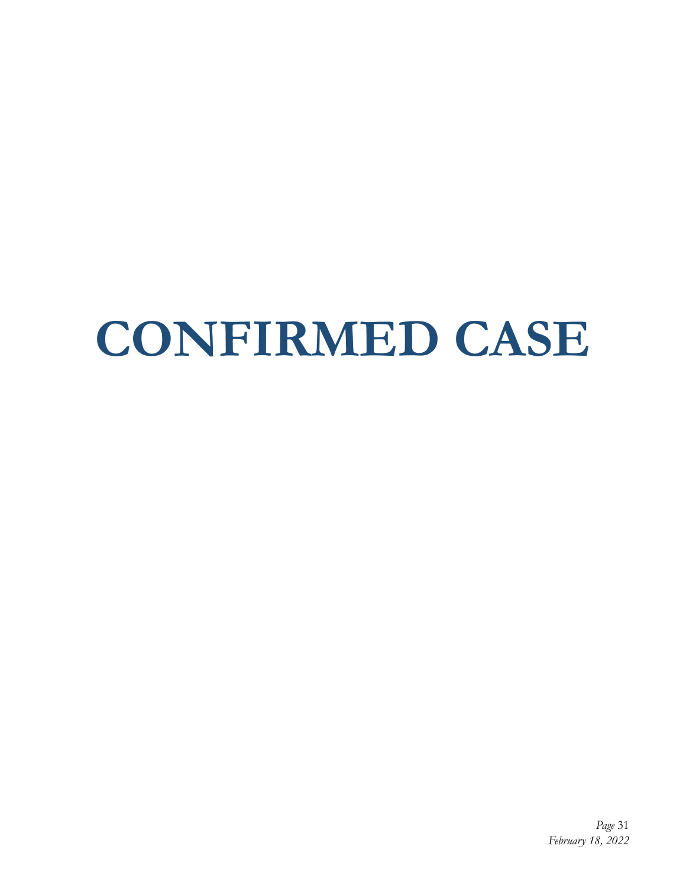# CONFIRMED CASE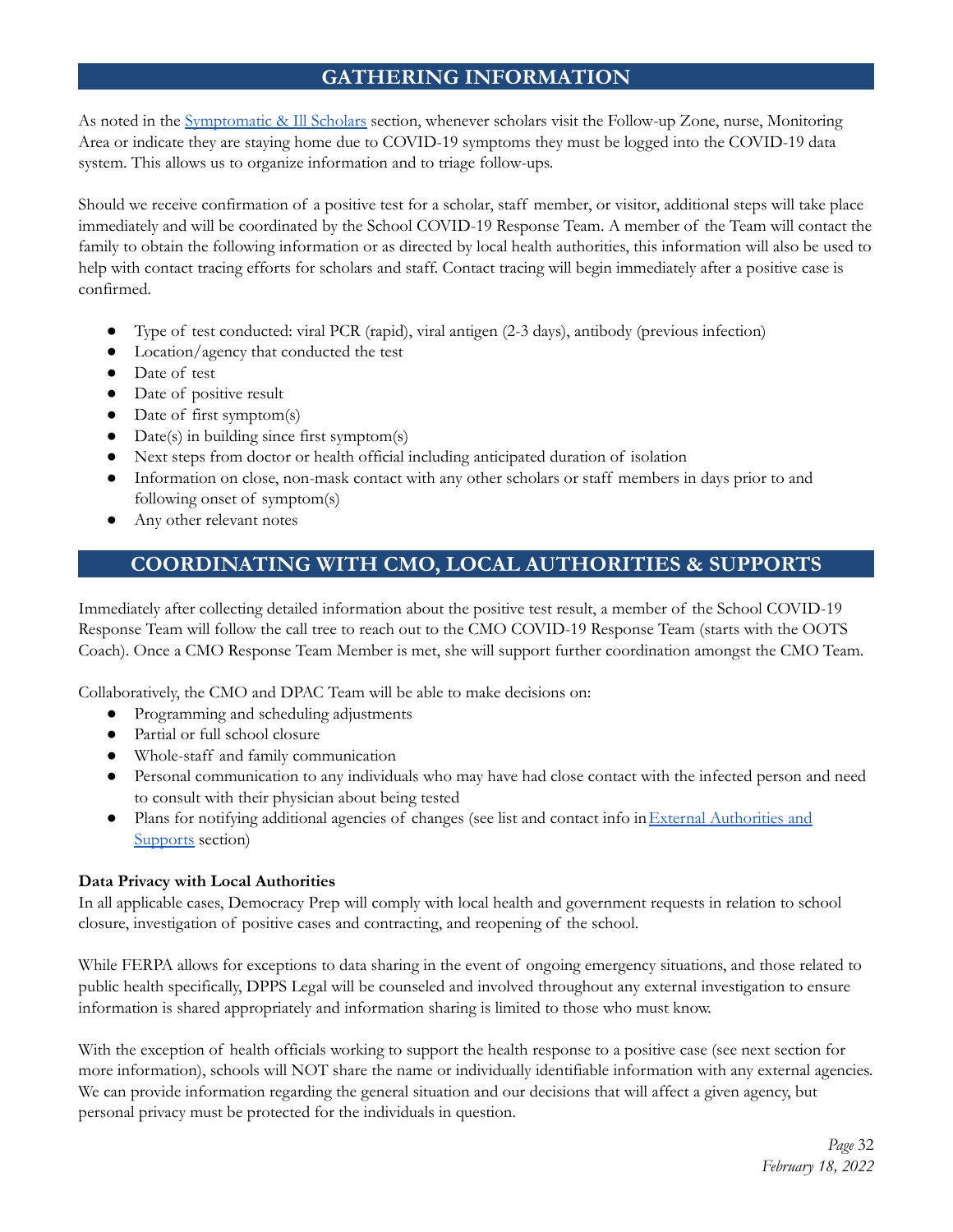## GATHERING INFORMATION

As noted in the Symptomatic & Ill Scholars section, whenever scholars visit the Follow-up Zone, nurse, Monitoring Area or indicate they are staying home due to COVID-19 symptoms they must be logged into the COVID-19 data system. This allows us to organize information and to triage follow-ups.

Should we receive confirmation of a positive test for a scholar, staff member, or visitor, additional steps will take place immediately and will be coordinated by the School COVID-19 Response Team. A member of the Team will contact the family to obtain the following information or as directed by local health authorities, this information will also be used to help with contact tracing efforts for scholars and staff. Contact tracing will begin immediately after a positive case is confirmed.

- Type of test conducted: viral PCR (rapid), viral antigen (2-3 days), antibody (previous infection)
- Location/agency that conducted the test
- Date of test
- Date of positive result
- Date of first symptom(s)
- Date(s) in building since first symptom(s)
- Next steps from doctor or health official including anticipated duration of isolation
- Information on close, non-mask contact with any other scholars or staff members in days prior to and following onset of symptom(s)
- Any other relevant notes

## COORDINATING WITH CMO, LOCAL AUTHORITIES & SUPPORTS

Immediately after collecting detailed information about the positive test result, a member of the School COVID-19 Response Team will follow the call tree to reach out to the CMO COVID-19 Response Team (starts with the OOTS Coach). Once a CMO Response Team Member is met, she will support further coordination amongst the CMO Team.

Collaboratively, the CMO and DPAC Team will be able to make decisions on:

- Programming and scheduling adjustments
- Partial or full school closure
- Whole-staff and family communication
- Personal communication to any individuals who may have had close contact with the infected person and need to consult with their physician about being tested
- Plans for notifying additional agencies of changes (see list and contact info in External Authorities and Supports section)

**Data Privacy with Local Authorities**

In all applicable cases, Democracy Prep will comply with local health and government requests in relation to school closure, investigation of positive cases and contracting, and reopening of the school.

While FERPA allows for exceptions to data sharing in the event of ongoing emergency situations, and those related to public health specifically, DPPS Legal will be counseled and involved throughout any external investigation to ensure information is shared appropriately and information sharing is limited to those who must know.

With the exception of health officials working to support the health response to a positive case (see next section for more information), schools will NOT share the name or individually identifiable information with any external agencies. We can provide information regarding the general situation and our decisions that will affect a given agency, but personal privacy must be protected for the individuals in question.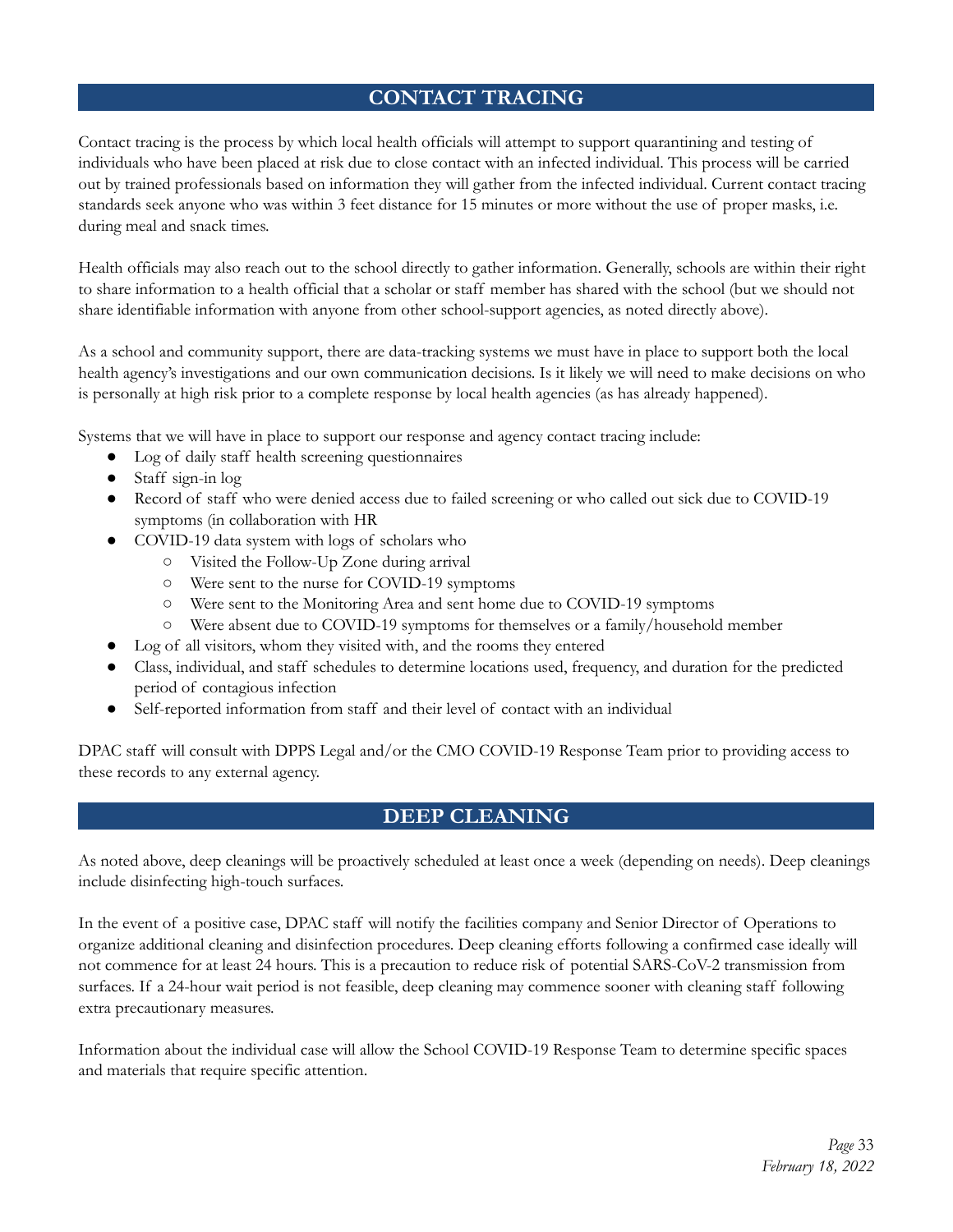## CONTACT TRACING

Contact tracing is the process by which local health officials will attempt to support quarantining and testing of individuals who have been placed at risk due to close contact with an infected individual. This process will be carried out by trained professionals based on information they will gather from the infected individual. Current contact tracing standards seek anyone who was within 3 feet distance for 15 minutes or more without the use of proper masks, i.e. during meal and snack times.

Health officials may also reach out to the school directly to gather information. Generally, schools are within their right to share information to a health official that a scholar or staff member has shared with the school (but we should not share identifiable information with anyone from other school-support agencies, as noted directly above).

As a school and community support, there are data-tracking systems we must have in place to support both the local health agency's investigations and our own communication decisions. Is it likely we will need to make decisions on who is personally at high risk prior to a complete response by local health agencies (as has already happened).

Systems that we will have in place to support our response and agency contact tracing include:

- Log of daily staff health screening questionnaires
- Staff sign-in log
- Record of staff who were denied access due to failed screening or who called out sick due to COVID-19 symptoms (in collaboration with HR
- COVID-19 data system with logs of scholars who
  - Visited the Follow-Up Zone during arrival
  - Were sent to the nurse for COVID-19 symptoms
  - Were sent to the Monitoring Area and sent home due to COVID-19 symptoms
  - Were absent due to COVID-19 symptoms for themselves or a family/household member
- Log of all visitors, whom they visited with, and the rooms they entered
- Class, individual, and staff schedules to determine locations used, frequency, and duration for the predicted period of contagious infection
- Self-reported information from staff and their level of contact with an individual

DPAC staff will consult with DPPS Legal and/or the CMO COVID-19 Response Team prior to providing access to these records to any external agency.

## DEEP CLEANING

As noted above, deep cleanings will be proactively scheduled at least once a week (depending on needs). Deep cleanings include disinfecting high-touch surfaces.

In the event of a positive case, DPAC staff will notify the facilities company and Senior Director of Operations to organize additional cleaning and disinfection procedures. Deep cleaning efforts following a confirmed case ideally will not commence for at least 24 hours. This is a precaution to reduce risk of potential SARS-CoV-2 transmission from surfaces. If a 24-hour wait period is not feasible, deep cleaning may commence sooner with cleaning staff following extra precautionary measures.

Information about the individual case will allow the School COVID-19 Response Team to determine specific spaces and materials that require specific attention.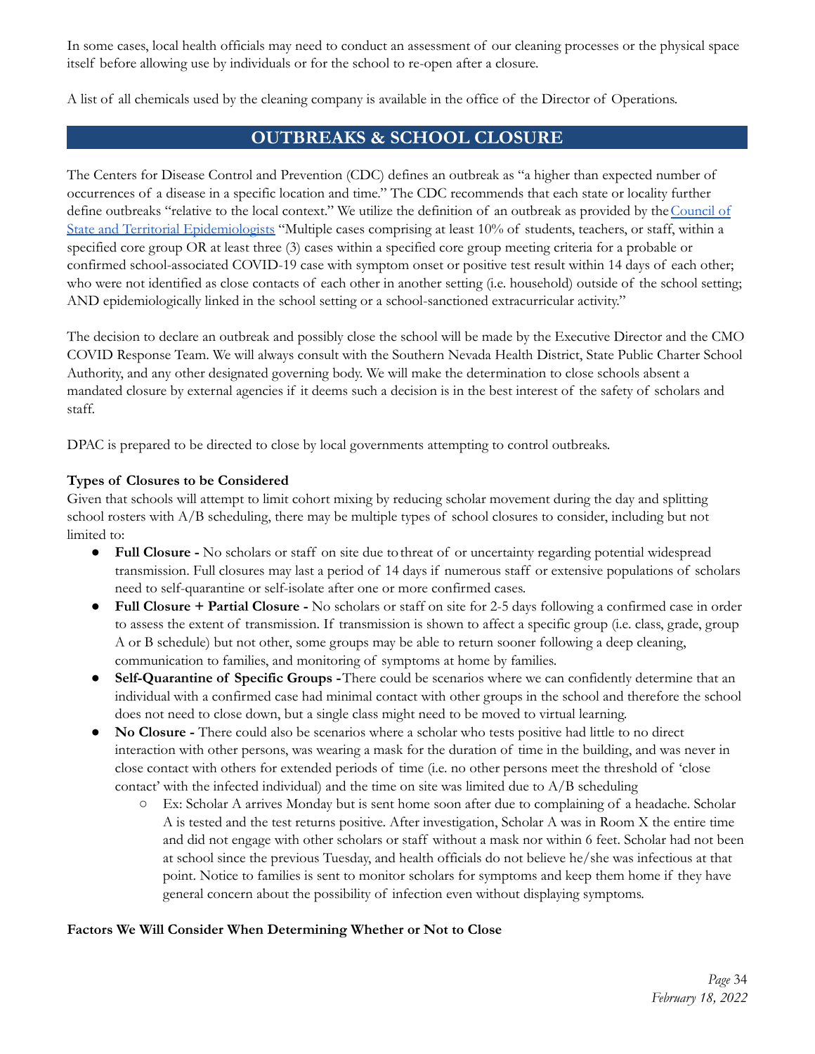In some cases, local health officials may need to conduct an assessment of our cleaning processes or the physical space itself before allowing use by individuals or for the school to re-open after a closure.

A list of all chemicals used by the cleaning company is available in the office of the Director of Operations.

## OUTBREAKS & SCHOOL CLOSURE

The Centers for Disease Control and Prevention (CDC) defines an outbreak as "a higher than expected number of occurrences of a disease in a specific location and time." The CDC recommends that each state or locality further define outbreaks "relative to the local context." We utilize the definition of an outbreak as provided by the Council of State and Territorial Epidemiologists "Multiple cases comprising at least 10% of students, teachers, or staff, within a specified core group OR at least three (3) cases within a specified core group meeting criteria for a probable or confirmed school-associated COVID-19 case with symptom onset or positive test result within 14 days of each other; who were not identified as close contacts of each other in another setting (i.e. household) outside of the school setting; AND epidemiologically linked in the school setting or a school-sanctioned extracurricular activity."

The decision to declare an outbreak and possibly close the school will be made by the Executive Director and the CMO COVID Response Team. We will always consult with the Southern Nevada Health District, State Public Charter School Authority, and any other designated governing body. We will make the determination to close schools absent a mandated closure by external agencies if it deems such a decision is in the best interest of the safety of scholars and staff.

DPAC is prepared to be directed to close by local governments attempting to control outbreaks.

**Types of Closures to be Considered**

Given that schools will attempt to limit cohort mixing by reducing scholar movement during the day and splitting school rosters with A/B scheduling, there may be multiple types of school closures to consider, including but not limited to:

- **Full Closure -** No scholars or staff on site due to threat of or uncertainty regarding potential widespread transmission. Full closures may last a period of 14 days if numerous staff or extensive populations of scholars need to self-quarantine or self-isolate after one or more confirmed cases.
- **Full Closure + Partial Closure -** No scholars or staff on site for 2-5 days following a confirmed case in order to assess the extent of transmission. If transmission is shown to affect a specific group (i.e. class, grade, group A or B schedule) but not other, some groups may be able to return sooner following a deep cleaning, communication to families, and monitoring of symptoms at home by families.
- **Self-Quarantine of Specific Groups -** There could be scenarios where we can confidently determine that an individual with a confirmed case had minimal contact with other groups in the school and therefore the school does not need to close down, but a single class might need to be moved to virtual learning.
- **No Closure -** There could also be scenarios where a scholar who tests positive had little to no direct interaction with other persons, was wearing a mask for the duration of time in the building, and was never in close contact with others for extended periods of time (i.e. no other persons meet the threshold of 'close contact' with the infected individual) and the time on site was limited due to A/B scheduling
  - Ex: Scholar A arrives Monday but is sent home soon after due to complaining of a headache. Scholar A is tested and the test returns positive. After investigation, Scholar A was in Room X the entire time and did not engage with other scholars or staff without a mask nor within 6 feet. Scholar had not been at school since the previous Tuesday, and health officials do not believe he/she was infectious at that point. Notice to families is sent to monitor scholars for symptoms and keep them home if they have general concern about the possibility of infection even without displaying symptoms.

**Factors We Will Consider When Determining Whether or Not to Close**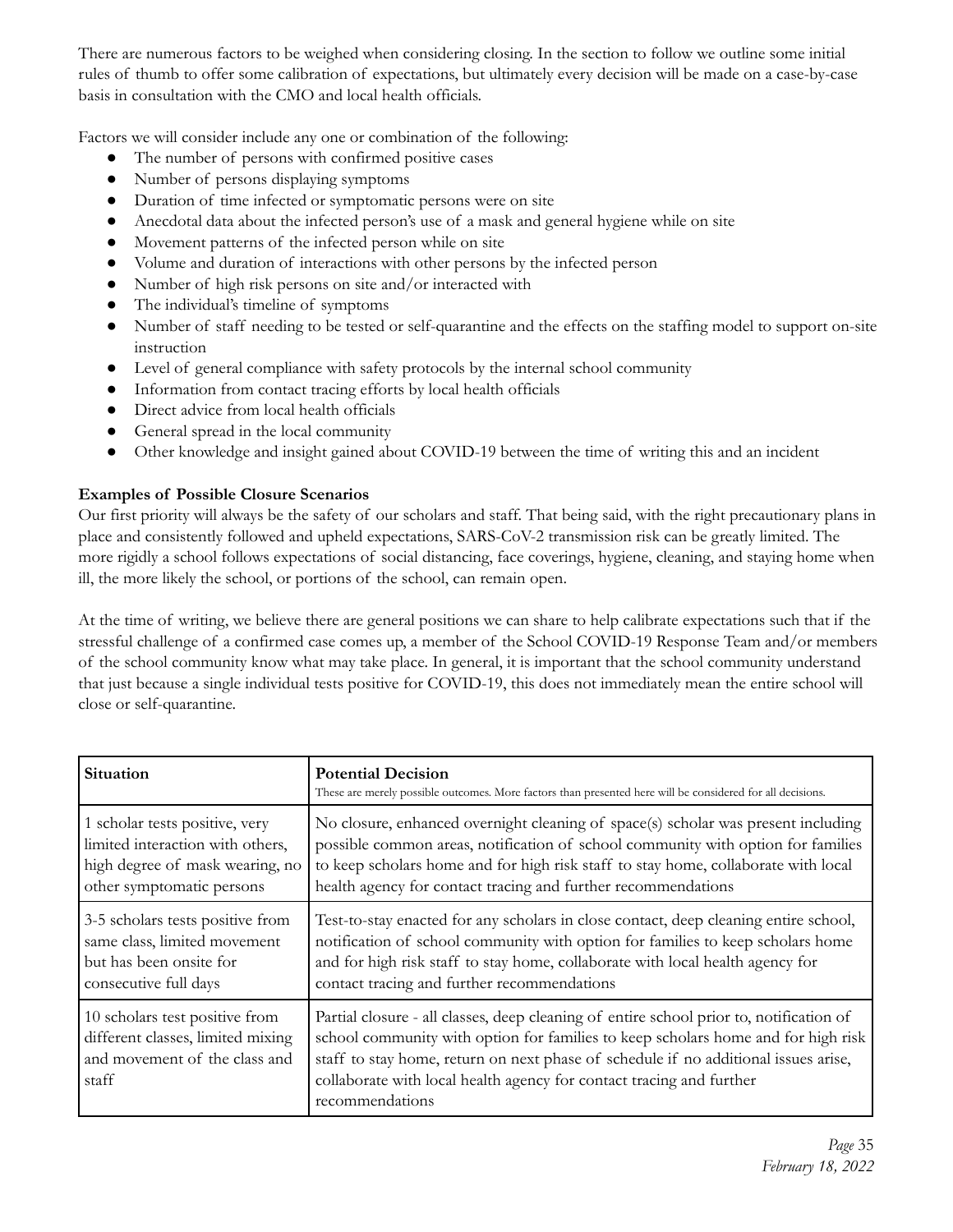There are numerous factors to be weighed when considering closing. In the section to follow we outline some initial rules of thumb to offer some calibration of expectations, but ultimately every decision will be made on a case-by-case basis in consultation with the CMO and local health officials.

Factors we will consider include any one or combination of the following:

- The number of persons with confirmed positive cases
- Number of persons displaying symptoms
- Duration of time infected or symptomatic persons were on site
- Anecdotal data about the infected person's use of a mask and general hygiene while on site
- Movement patterns of the infected person while on site
- Volume and duration of interactions with other persons by the infected person
- Number of high risk persons on site and/or interacted with
- The individual's timeline of symptoms
- Number of staff needing to be tested or self-quarantine and the effects on the staffing model to support on-site instruction
- Level of general compliance with safety protocols by the internal school community
- Information from contact tracing efforts by local health officials
- Direct advice from local health officials
- General spread in the local community
- Other knowledge and insight gained about COVID-19 between the time of writing this and an incident

**Examples of Possible Closure Scenarios**

Our first priority will always be the safety of our scholars and staff. That being said, with the right precautionary plans in place and consistently followed and upheld expectations, SARS-CoV-2 transmission risk can be greatly limited. The more rigidly a school follows expectations of social distancing, face coverings, hygiene, cleaning, and staying home when ill, the more likely the school, or portions of the school, can remain open.

At the time of writing, we believe there are general positions we can share to help calibrate expectations such that if the stressful challenge of a confirmed case comes up, a member of the School COVID-19 Response Team and/or members of the school community know what may take place. In general, it is important that the school community understand that just because a single individual tests positive for COVID-19, this does not immediately mean the entire school will close or self-quarantine.

| **Situation** | **Potential Decision** These are merely possible outcomes. More factors than presented here will be considered for all decisions. |
|---|---|
| 1 scholar tests positive, very limited interaction with others, high degree of mask wearing, no other symptomatic persons | No closure, enhanced overnight cleaning of space(s) scholar was present including possible common areas, notification of school community with option for families to keep scholars home and for high risk staff to stay home, collaborate with local health agency for contact tracing and further recommendations |
| 3-5 scholars tests positive from same class, limited movement but has been onsite for consecutive full days | Test-to-stay enacted for any scholars in close contact, deep cleaning entire school, notification of school community with option for families to keep scholars home and for high risk staff to stay home, collaborate with local health agency for contact tracing and further recommendations |
| 10 scholars test positive from different classes, limited mixing and movement of the class and staff | Partial closure - all classes, deep cleaning of entire school prior to, notification of school community with option for families to keep scholars home and for high risk staff to stay home, return on next phase of schedule if no additional issues arise, collaborate with local health agency for contact tracing and further recommendations |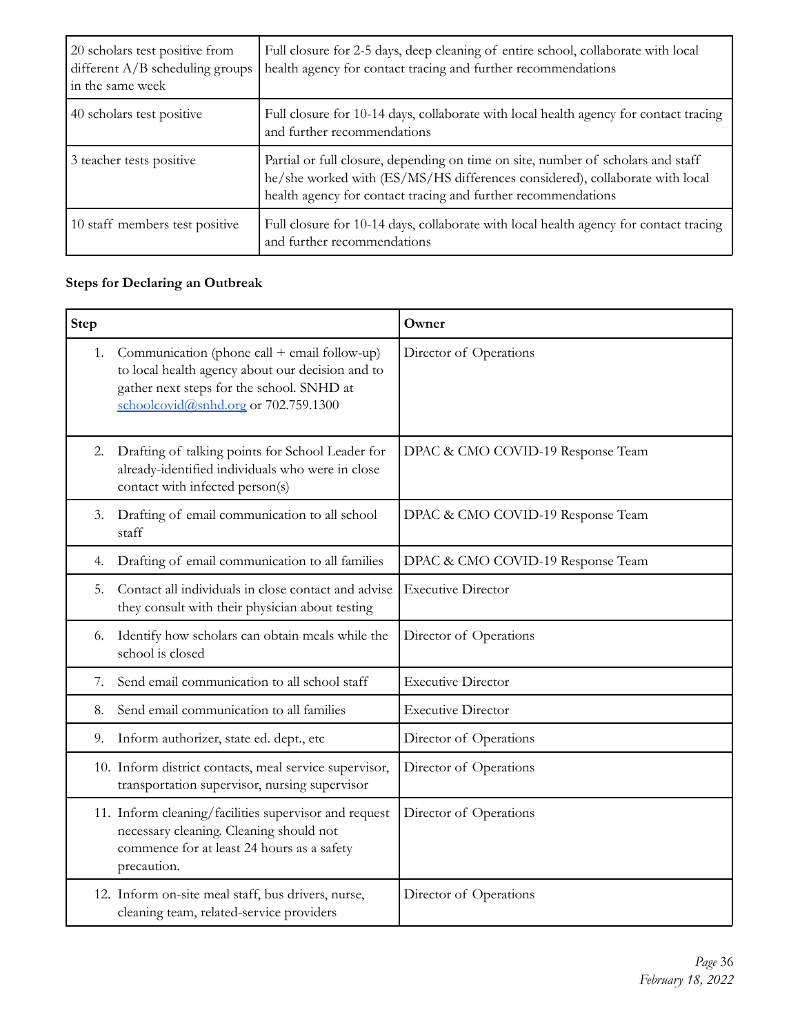| | |
|---|---|
| 20 scholars test positive from different A/B scheduling groups in the same week | Full closure for 2-5 days, deep cleaning of entire school, collaborate with local health agency for contact tracing and further recommendations |
| 40 scholars test positive | Full closure for 10-14 days, collaborate with local health agency for contact tracing and further recommendations |
| 3 teacher tests positive | Partial or full closure, depending on time on site, number of scholars and staff he/she worked with (ES/MS/HS differences considered), collaborate with local health agency for contact tracing and further recommendations |
| 10 staff members test positive | Full closure for 10-14 days, collaborate with local health agency for contact tracing and further recommendations |

**Steps for Declaring an Outbreak**

| Step | Owner |
|---|---|
| 1. Communication (phone call + email follow-up) to local health agency about our decision and to gather next steps for the school. SNHD at schoolcovid@snhd.org or 702.759.1300 | Director of Operations |
| 2. Drafting of talking points for School Leader for already-identified individuals who were in close contact with infected person(s) | DPAC & CMO COVID-19 Response Team |
| 3. Drafting of email communication to all school staff | DPAC & CMO COVID-19 Response Team |
| 4. Drafting of email communication to all families | DPAC & CMO COVID-19 Response Team |
| 5. Contact all individuals in close contact and advise they consult with their physician about testing | Executive Director |
| 6. Identify how scholars can obtain meals while the school is closed | Director of Operations |
| 7. Send email communication to all school staff | Executive Director |
| 8. Send email communication to all families | Executive Director |
| 9. Inform authorizer, state ed. dept., etc | Director of Operations |
| 10. Inform district contacts, meal service supervisor, transportation supervisor, nursing supervisor | Director of Operations |
| 11. Inform cleaning/facilities supervisor and request necessary cleaning. Cleaning should not commence for at least 24 hours as a safety precaution. | Director of Operations |
| 12. Inform on-site meal staff, bus drivers, nurse, cleaning team, related-service providers | Director of Operations |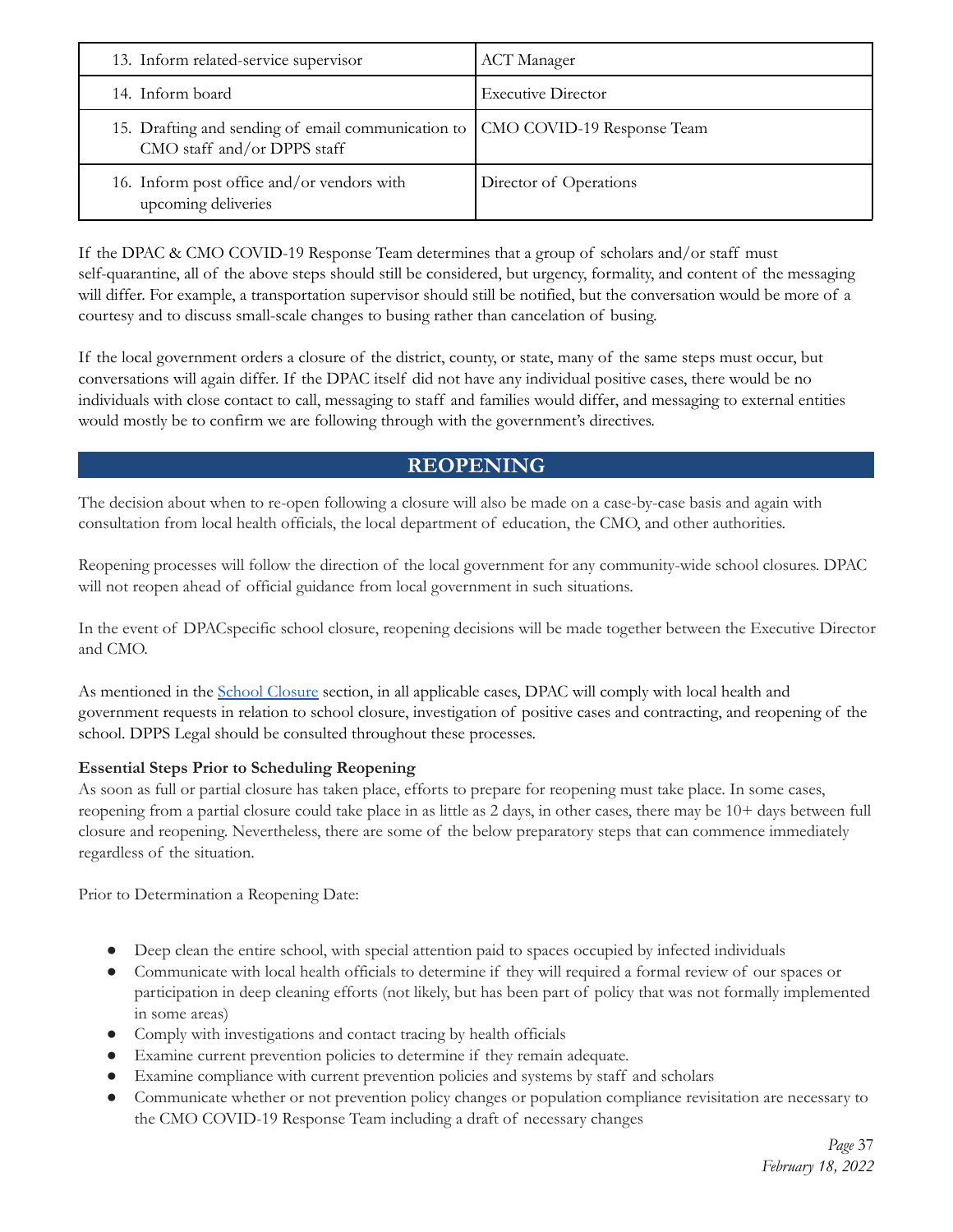| | |
|---|---|
| 13. Inform related-service supervisor | ACT Manager |
| 14. Inform board | Executive Director |
| 15. Drafting and sending of email communication to CMO staff and/or DPPS staff | CMO COVID-19 Response Team |
| 16. Inform post office and/or vendors with upcoming deliveries | Director of Operations |

If the DPAC & CMO COVID-19 Response Team determines that a group of scholars and/or staff must self-quarantine, all of the above steps should still be considered, but urgency, formality, and content of the messaging will differ. For example, a transportation supervisor should still be notified, but the conversation would be more of a courtesy and to discuss small-scale changes to busing rather than cancelation of busing.

If the local government orders a closure of the district, county, or state, many of the same steps must occur, but conversations will again differ. If the DPAC itself did not have any individual positive cases, there would be no individuals with close contact to call, messaging to staff and families would differ, and messaging to external entities would mostly be to confirm we are following through with the government's directives.

## REOPENING

The decision about when to re-open following a closure will also be made on a case-by-case basis and again with consultation from local health officials, the local department of education, the CMO, and other authorities.

Reopening processes will follow the direction of the local government for any community-wide school closures. DPAC will not reopen ahead of official guidance from local government in such situations.

In the event of DPACspecific school closure, reopening decisions will be made together between the Executive Director and CMO.

As mentioned in the School Closure section, in all applicable cases, DPAC will comply with local health and government requests in relation to school closure, investigation of positive cases and contracting, and reopening of the school. DPPS Legal should be consulted throughout these processes.

**Essential Steps Prior to Scheduling Reopening**

As soon as full or partial closure has taken place, efforts to prepare for reopening must take place. In some cases, reopening from a partial closure could take place in as little as 2 days, in other cases, there may be 10+ days between full closure and reopening. Nevertheless, there are some of the below preparatory steps that can commence immediately regardless of the situation.

Prior to Determination a Reopening Date:

- Deep clean the entire school, with special attention paid to spaces occupied by infected individuals
- Communicate with local health officials to determine if they will required a formal review of our spaces or participation in deep cleaning efforts (not likely, but has been part of policy that was not formally implemented in some areas)
- Comply with investigations and contact tracing by health officials
- Examine current prevention policies to determine if they remain adequate.
- Examine compliance with current prevention policies and systems by staff and scholars
- Communicate whether or not prevention policy changes or population compliance revisitation are necessary to the CMO COVID-19 Response Team including a draft of necessary changes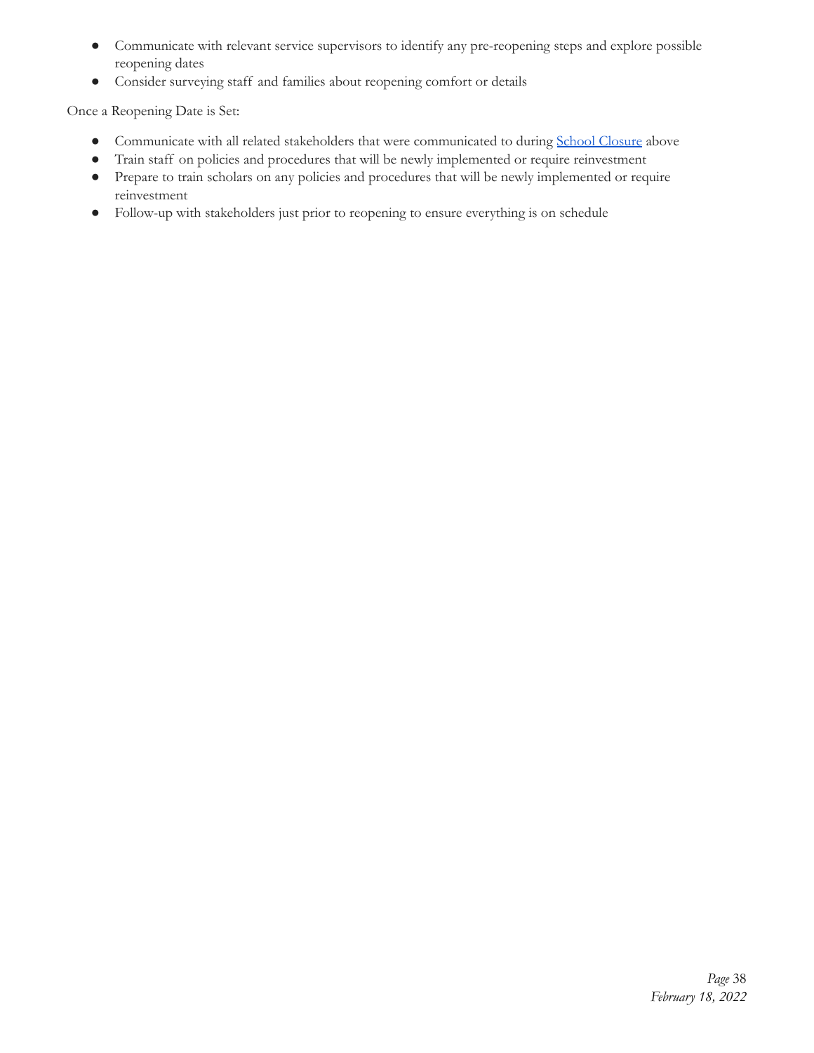- Communicate with relevant service supervisors to identify any pre-reopening steps and explore possible reopening dates
- Consider surveying staff and families about reopening comfort or details

Once a Reopening Date is Set:

- Communicate with all related stakeholders that were communicated to during School Closure above
- Train staff on policies and procedures that will be newly implemented or require reinvestment
- Prepare to train scholars on any policies and procedures that will be newly implemented or require reinvestment
- Follow-up with stakeholders just prior to reopening to ensure everything is on schedule